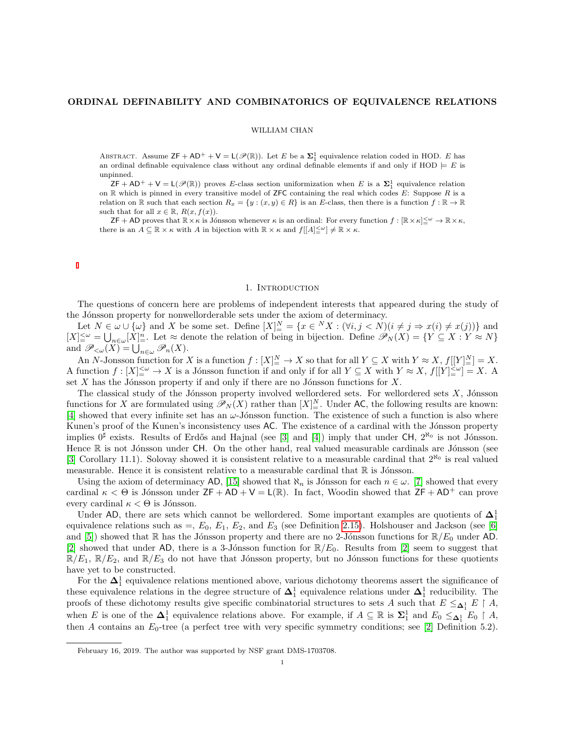# ORDINAL DEFINABILITY AND COMBINATORICS OF EQUIVALENCE RELATIONS

WILLIAM CHAN

Abstract. Assume $\mathsf{ZF} + \mathsf{AD}^+ + \mathsf{V} = \mathsf{L}(\mathscr{P}(\mathbb{R}))$. Let $E$ be a $\mathbf{\Sigma}^1_1$ equivalence relation coded in HOD. $E$ has an ordinal definable equivalence class without any ordinal definable elements if and only if $\text{HOD} \models E$ is unpinned.

$\mathsf{ZF} + \mathsf{AD}^+ + \mathsf{V} = \mathsf{L}(\mathscr{P}(\mathbb{R}))$ proves $E$-class section uniformization when $E$ is a $\mathbf{\Sigma}^1_1$ equivalence relation on $\mathbb{R}$ which is pinned in every transitive model of $\mathsf{ZFC}$ containing the real which codes $E$: Suppose $R$ is a relation on $\mathbb{R}$ such that each section $R_x = \{y : (x, y) \in R\}$ is an $E$-class, then there is a function $f : \mathbb{R} \to \mathbb{R}$ such that for all $x \in \mathbb{R}$, $R(x, f(x))$.

$\mathsf{ZF} + \mathsf{AD}$ proves that $\mathbb{R} \times \kappa$ is Jónsson whenever $\kappa$ is an ordinal: For every function $f : [\mathbb{R} \times \kappa]^{<\omega}_{=} \to \mathbb{R} \times \kappa$, there is an $A \subseteq \mathbb{R} \times \kappa$ with $A$ in bijection with $\mathbb{R} \times \kappa$ and $f[[A]^{<\omega}_{=}] \neq \mathbb{R} \times \kappa$.

## 1. Introduction

The questions of concern here are problems of independent interests that appeared during the study of the Jónsson property for nonwellorderable sets under the axiom of determinacy.

Let $N \in \omega \cup \{\omega\}$ and $X$ be some set. Define $[X]^N_{=} = \{x \in {}^N X : (\forall i, j < N)(i \neq j \Rightarrow x(i) \neq x(j))\}$ and $[X]^{<\omega}_{=} = \bigcup_{n \in \omega} [X]^n_{=}$. Let $\approx$ denote the relation of being in bijection. Define $\mathscr{P}_N(X) = \{Y \subseteq X : Y \approx N\}$ and $\mathscr{P}_{<\omega}(X) = \bigcup_{n \in \omega} \mathscr{P}_n(X)$.

An $N$-Jonsson function for $X$ is a function $f : [X]^N_{=} \to X$ so that for all $Y \subseteq X$ with $Y \approx X$, $f[[Y]^N_{=}] = X$. A function $f : [X]^{<\omega}_{=} \to X$ is a Jónsson function if and only if for all $Y \subseteq X$ with $Y \approx X$, $f[[Y]^{<\omega}_{=}] = X$. A set $X$ has the Jónsson property if and only if there are no Jónsson functions for $X$.

The classical study of the Jónsson property involved wellordered sets. For wellordered sets $X$, Jónsson functions for $X$ are formulated using $\mathscr{P}_N(X)$ rather than $[X]^N_{=}$. Under $\mathsf{AC}$, the following results are known: [4] showed that every infinite set has an $\omega$-Jónsson function. The existence of such a function is also where Kunen's proof of the Kunen's inconsistency uses $\mathsf{AC}$. The existence of a cardinal with the Jónsson property implies $0^\sharp$ exists. Results of Erdős and Hajnal (see [3] and [4]) imply that under $\mathsf{CH}$, $2^{\aleph_0}$ is not Jónsson. Hence $\mathbb{R}$ is not Jónsson under $\mathsf{CH}$. On the other hand, real valued measurable cardinals are Jónsson (see [3] Corollary 11.1). Solovay showed it is consistent relative to a measurable cardinal that $2^{\aleph_0}$ is real valued measurable. Hence it is consistent relative to a measurable cardinal that $\mathbb{R}$ is Jónsson.

Using the axiom of determinacy $\mathsf{AD}$, [15] showed that $\aleph_n$ is Jónsson for each $n \in \omega$. [7] showed that every cardinal $\kappa < \Theta$ is Jónsson under $\mathsf{ZF} + \mathsf{AD} + \mathsf{V} = \mathsf{L}(\mathbb{R})$. In fact, Woodin showed that $\mathsf{ZF} + \mathsf{AD}^+$ can prove every cardinal $\kappa < \Theta$ is Jónsson.

Under $\mathsf{AD}$, there are sets which cannot be wellordered. Some important examples are quotients of $\mathbf{\Delta}^1_1$ equivalence relations such as $=$, $E_0$, $E_1$, $E_2$, and $E_3$ (see Definition 2.15). Holshouser and Jackson (see [6] and [5]) showed that $\mathbb{R}$ has the Jónsson property and there are no 2-Jónsson functions for $\mathbb{R}/E_0$ under $\mathsf{AD}$. [2] showed that under $\mathsf{AD}$, there is a 3-Jónsson function for $\mathbb{R}/E_0$. Results from [2] seem to suggest that $\mathbb{R}/E_1$, $\mathbb{R}/E_2$, and $\mathbb{R}/E_3$ do not have that Jónsson property, but no Jónsson functions for these quotients have yet to be constructed.

For the $\mathbf{\Delta}^1_1$ equivalence relations mentioned above, various dichotomy theorems assert the significance of these equivalence relations in the degree structure of $\mathbf{\Delta}^1_1$ equivalence relations under $\mathbf{\Delta}^1_1$ reducibility. The proofs of these dichotomy results give specific combinatorial structures to sets $A$ such that $E \leq_{\mathbf{\Delta}^1_1} E \upharpoonright A$, when $E$ is one of the $\mathbf{\Delta}^1_1$ equivalence relations above. For example, if $A \subseteq \mathbb{R}$ is $\mathbf{\Sigma}^1_1$ and $E_0 \leq_{\mathbf{\Delta}^1_1} E_0 \upharpoonright A$, then $A$ contains an $E_0$-tree (a perfect tree with very specific symmetry conditions; see [2] Definition 5.2).

February 16, 2019. The author was supported by NSF grant DMS-1703708.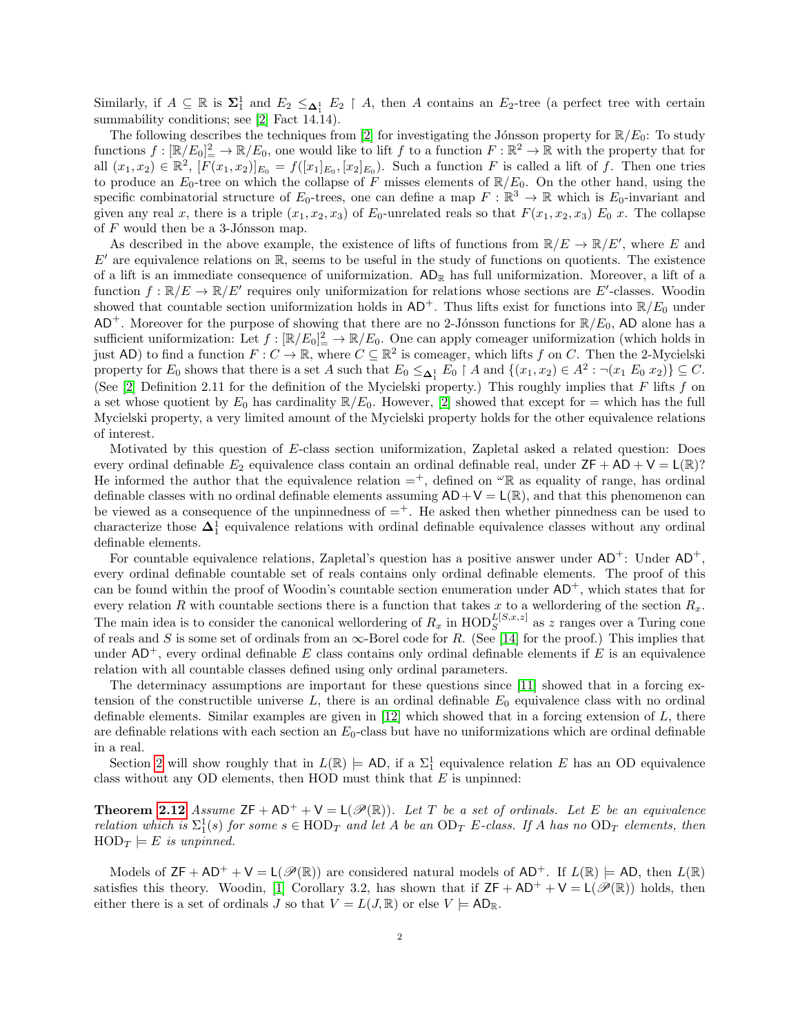Similarly, if $A \subseteq \mathbb{R}$ is $\mathbf{\Sigma}^1_1$ and $E_2 \leq_{\mathbf{\Delta}^1_1} E_2 \upharpoonright A$, then $A$ contains an $E_2$-tree (a perfect tree with certain summability conditions; see [2] Fact 14.14).

The following describes the techniques from [2] for investigating the Jónsson property for $\mathbb{R}/E_0$: To study functions $f : [\mathbb{R}/E_0]^2_= \to \mathbb{R}/E_0$, one would like to lift $f$ to a function $F : \mathbb{R}^2 \to \mathbb{R}$ with the property that for all $(x_1, x_2) \in \mathbb{R}^2$, $[F(x_1, x_2)]_{E_0} = f([x_1]_{E_0}, [x_2]_{E_0})$. Such a function $F$ is called a lift of $f$. Then one tries to produce an $E_0$-tree on which the collapse of $F$ misses elements of $\mathbb{R}/E_0$. On the other hand, using the specific combinatorial structure of $E_0$-trees, one can define a map $F : \mathbb{R}^3 \to \mathbb{R}$ which is $E_0$-invariant and given any real $x$, there is a triple $(x_1, x_2, x_3)$ of $E_0$-unrelated reals so that $F(x_1, x_2, x_3)\ E_0\ x$. The collapse of $F$ would then be a 3-Jónsson map.

As described in the above example, the existence of lifts of functions from $\mathbb{R}/E \to \mathbb{R}/E'$, where $E$ and $E'$ are equivalence relations on $\mathbb{R}$, seems to be useful in the study of functions on quotients. The existence of a lift is an immediate consequence of uniformization. $\mathsf{AD}_\mathbb{R}$ has full uniformization. Moreover, a lift of a function $f : \mathbb{R}/E \to \mathbb{R}/E'$ requires only uniformization for relations whose sections are $E'$-classes. Woodin showed that countable section uniformization holds in $\mathsf{AD}^+$. Thus lifts exist for functions into $\mathbb{R}/E_0$ under $\mathsf{AD}^+$. Moreover for the purpose of showing that there are no 2-Jónsson functions for $\mathbb{R}/E_0$, $\mathsf{AD}$ alone has a sufficient uniformization: Let $f : [\mathbb{R}/E_0]^2_= \to \mathbb{R}/E_0$. One can apply comeager uniformization (which holds in just $\mathsf{AD}$) to find a function $F : C \to \mathbb{R}$, where $C \subseteq \mathbb{R}^2$ is comeager, which lifts $f$ on $C$. Then the 2-Mycielski property for $E_0$ shows that there is a set $A$ such that $E_0 \leq_{\mathbf{\Delta}^1_1} E_0 \upharpoonright A$ and $\{(x_1, x_2) \in A^2 : \neg(x_1\ E_0\ x_2)\} \subseteq C$. (See [2] Definition 2.11 for the definition of the Mycielski property.) This roughly implies that $F$ lifts $f$ on a set whose quotient by $E_0$ has cardinality $\mathbb{R}/E_0$. However, [2] showed that except for $=$ which has the full Mycielski property, a very limited amount of the Mycielski property holds for the other equivalence relations of interest.

Motivated by this question of $E$-class section uniformization, Zapletal asked a related question: Does every ordinal definable $E_2$ equivalence class contain an ordinal definable real, under $\mathsf{ZF} + \mathsf{AD} + \mathsf{V} = \mathsf{L}(\mathbb{R})$? He informed the author that the equivalence relation $=^+$, defined on ${}^\omega\mathbb{R}$ as equality of range, has ordinal definable classes with no ordinal definable elements assuming $\mathsf{AD} + \mathsf{V} = \mathsf{L}(\mathbb{R})$, and that this phenomenon can be viewed as a consequence of the unpinnedness of $=^+$. He asked then whether pinnedness can be used to characterize those $\mathbf{\Delta}^1_1$ equivalence relations with ordinal definable equivalence classes without any ordinal definable elements.

For countable equivalence relations, Zapletal's question has a positive answer under $\mathsf{AD}^+$: Under $\mathsf{AD}^+$, every ordinal definable countable set of reals contains only ordinal definable elements. The proof of this can be found within the proof of Woodin's countable section enumeration under $\mathsf{AD}^+$, which states that for every relation $R$ with countable sections there is a function that takes $x$ to a wellordering of the section $R_x$. The main idea is to consider the canonical wellordering of $R_x$ in $\mathrm{HOD}_S^{L[S,x,z]}$ as $z$ ranges over a Turing cone of reals and $S$ is some set of ordinals from an $\infty$-Borel code for $R$. (See [14] for the proof.) This implies that under $\mathsf{AD}^+$, every ordinal definable $E$ class contains only ordinal definable elements if $E$ is an equivalence relation with all countable classes defined using only ordinal parameters.

The determinacy assumptions are important for these questions since [11] showed that in a forcing extension of the constructible universe $L$, there is an ordinal definable $E_0$ equivalence class with no ordinal definable elements. Similar examples are given in [12] which showed that in a forcing extension of $L$, there are definable relations with each section an $E_0$-class but have no uniformizations which are ordinal definable in a real.

Section 2 will show roughly that in $L(\mathbb{R}) \models \mathsf{AD}$, if a $\Sigma^1_1$ equivalence relation $E$ has an OD equivalence class without any OD elements, then HOD must think that $E$ is unpinned:

**Theorem 2.12** *Assume $\mathsf{ZF} + \mathsf{AD}^+ + \mathsf{V} = \mathsf{L}(\mathscr{P}(\mathbb{R}))$. Let $T$ be a set of ordinals. Let $E$ be an equivalence relation which is $\Sigma^1_1(s)$ for some $s \in \mathrm{HOD}_T$ and let $A$ be an $\mathrm{OD}_T$ $E$-class. If $A$ has no $\mathrm{OD}_T$ elements, then $\mathrm{HOD}_T \models E$ is unpinned.*

Models of $\mathsf{ZF} + \mathsf{AD}^+ + \mathsf{V} = \mathsf{L}(\mathscr{P}(\mathbb{R}))$ are considered natural models of $\mathsf{AD}^+$. If $L(\mathbb{R}) \models \mathsf{AD}$, then $L(\mathbb{R})$ satisfies this theory. Woodin, [1] Corollary 3.2, has shown that if $\mathsf{ZF} + \mathsf{AD}^+ + \mathsf{V} = \mathsf{L}(\mathscr{P}(\mathbb{R}))$ holds, then either there is a set of ordinals $J$ so that $V = L(J, \mathbb{R})$ or else $V \models \mathsf{AD}_\mathbb{R}$.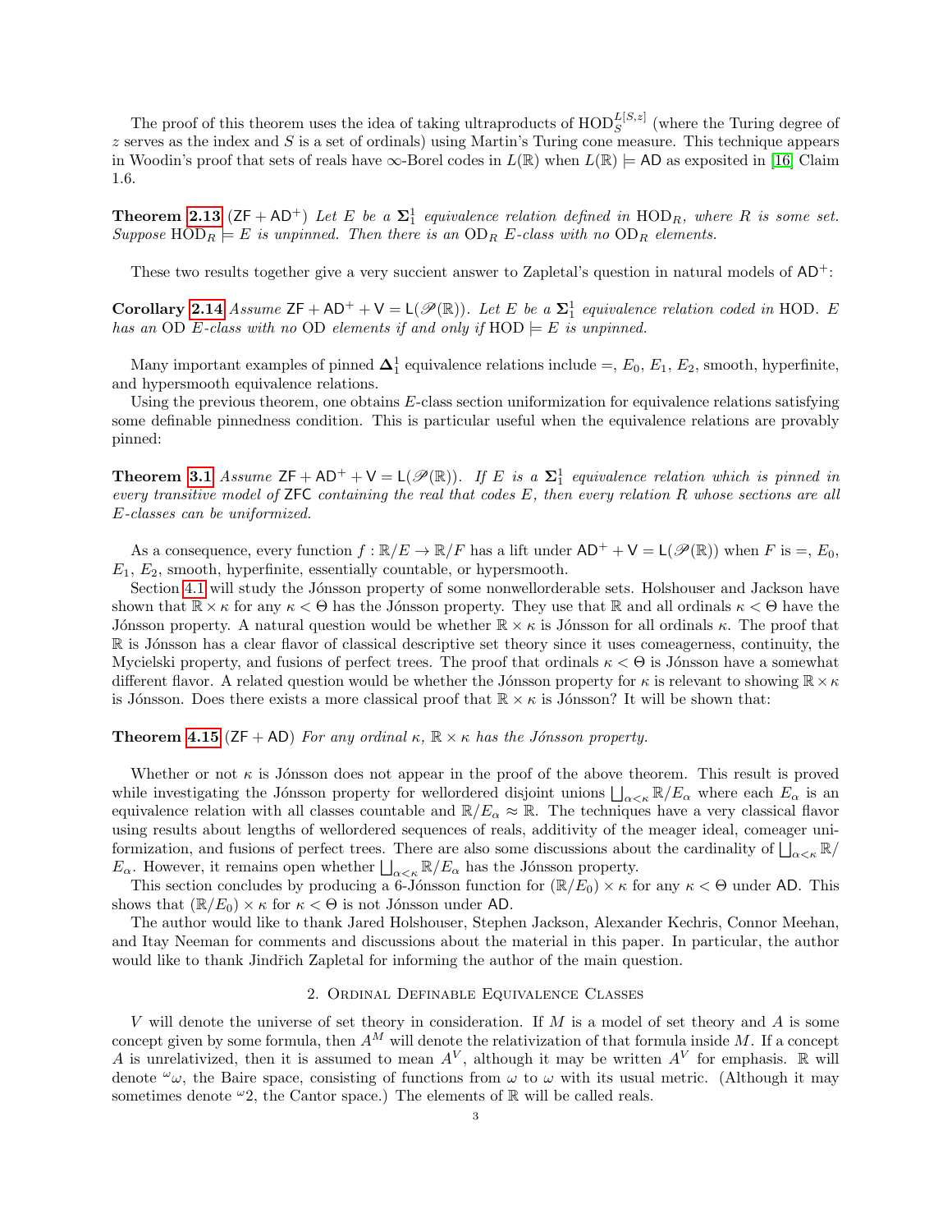The proof of this theorem uses the idea of taking ultraproducts of $\text{HOD}_S^{L[S,z]}$ (where the Turing degree of $z$ serves as the index and $S$ is a set of ordinals) using Martin's Turing cone measure. This technique appears in Woodin's proof that sets of reals have $\infty$-Borel codes in $L(\mathbb{R})$ when $L(\mathbb{R}) \models \mathsf{AD}$ as exposited in [16] Claim 1.6.

**Theorem 2.13** ($\mathsf{ZF} + \mathsf{AD}^+$) *Let $E$ be a $\mathbf{\Sigma}_1^1$ equivalence relation defined in $\text{HOD}_R$, where $R$ is some set. Suppose $\text{HOD}_R \models E$ is unpinned. Then there is an $\text{OD}_R$ $E$-class with no $\text{OD}_R$ elements.*

These two results together give a very succient answer to Zapletal's question in natural models of $\mathsf{AD}^+$:

**Corollary 2.14** *Assume $\mathsf{ZF} + \mathsf{AD}^+ + \mathsf{V} = \mathsf{L}(\mathscr{P}(\mathbb{R}))$. Let $E$ be a $\mathbf{\Sigma}_1^1$ equivalence relation coded in* HOD. *$E$ has an* OD *$E$-class with no* OD *elements if and only if* $\text{HOD} \models E$ *is unpinned.*

Many important examples of pinned $\mathbf{\Delta}_1^1$ equivalence relations include $=$, $E_0$, $E_1$, $E_2$, smooth, hyperfinite, and hypersmooth equivalence relations.

Using the previous theorem, one obtains $E$-class section uniformization for equivalence relations satisfying some definable pinnedness condition. This is particular useful when the equivalence relations are provably pinned:

**Theorem 3.1** *Assume $\mathsf{ZF} + \mathsf{AD}^+ + \mathsf{V} = \mathsf{L}(\mathscr{P}(\mathbb{R}))$. If $E$ is a $\mathbf{\Sigma}_1^1$ equivalence relation which is pinned in every transitive model of* $\mathsf{ZFC}$ *containing the real that codes $E$, then every relation $R$ whose sections are all $E$-classes can be uniformized.*

As a consequence, every function $f : \mathbb{R}/E \to \mathbb{R}/F$ has a lift under $\mathsf{AD}^+ + \mathsf{V} = \mathsf{L}(\mathscr{P}(\mathbb{R}))$ when $F$ is $=$, $E_0$, $E_1$, $E_2$, smooth, hyperfinite, essentially countable, or hypersmooth.

Section 4.1 will study the Jónsson property of some nonwellorderable sets. Holshouser and Jackson have shown that $\mathbb{R} \times \kappa$ for any $\kappa < \Theta$ has the Jónsson property. They use that $\mathbb{R}$ and all ordinals $\kappa < \Theta$ have the Jónsson property. A natural question would be whether $\mathbb{R} \times \kappa$ is Jónsson for all ordinals $\kappa$. The proof that $\mathbb{R}$ is Jónsson has a clear flavor of classical descriptive set theory since it uses comeagerness, continuity, the Mycielski property, and fusions of perfect trees. The proof that ordinals $\kappa < \Theta$ are Jónsson have a somewhat different flavor. A related question would be whether the Jónsson property for $\kappa$ is relevant to showing $\mathbb{R} \times \kappa$ is Jónsson. Does there exists a more classical proof that $\mathbb{R} \times \kappa$ is Jónsson? It will be shown that:

**Theorem 4.15** ($\mathsf{ZF} + \mathsf{AD}$) *For any ordinal $\kappa$, $\mathbb{R} \times \kappa$ has the Jónsson property.*

Whether or not $\kappa$ is Jónsson does not appear in the proof of the above theorem. This result is proved while investigating the Jónsson property for wellordered disjoint unions $\bigsqcup_{\alpha<\kappa} \mathbb{R}/E_\alpha$ where each $E_\alpha$ is an equivalence relation with all classes countable and $\mathbb{R}/E_\alpha \approx \mathbb{R}$. The techniques have a very classical flavor using results about lengths of wellordered sequences of reals, additivity of the meager ideal, comeager uniformization, and fusions of perfect trees. There are also some discussions about the cardinality of $\bigsqcup_{\alpha<\kappa} \mathbb{R}/E_\alpha$. However, it remains open whether $\bigsqcup_{\alpha<\kappa} \mathbb{R}/E_\alpha$ has the Jónsson property.

This section concludes by producing a 6-Jónsson function for $(\mathbb{R}/E_0) \times \kappa$ for any $\kappa < \Theta$ under $\mathsf{AD}$. This shows that $(\mathbb{R}/E_0) \times \kappa$ for $\kappa < \Theta$ is not Jónsson under $\mathsf{AD}$.

The author would like to thank Jared Holshouser, Stephen Jackson, Alexander Kechris, Connor Meehan, and Itay Neeman for comments and discussions about the material in this paper. In particular, the author would like to thank Jindřich Zapletal for informing the author of the main question.

## 2. Ordinal Definable Equivalence Classes

$V$ will denote the universe of set theory in consideration. If $M$ is a model of set theory and $A$ is some concept given by some formula, then $A^M$ will denote the relativization of that formula inside $M$. If a concept $A$ is unrelativized, then it is assumed to mean $A^V$, although it may be written $A^V$ for emphasis. $\mathbb{R}$ will denote ${}^\omega\omega$, the Baire space, consisting of functions from $\omega$ to $\omega$ with its usual metric. (Although it may sometimes denote ${}^\omega 2$, the Cantor space.) The elements of $\mathbb{R}$ will be called reals.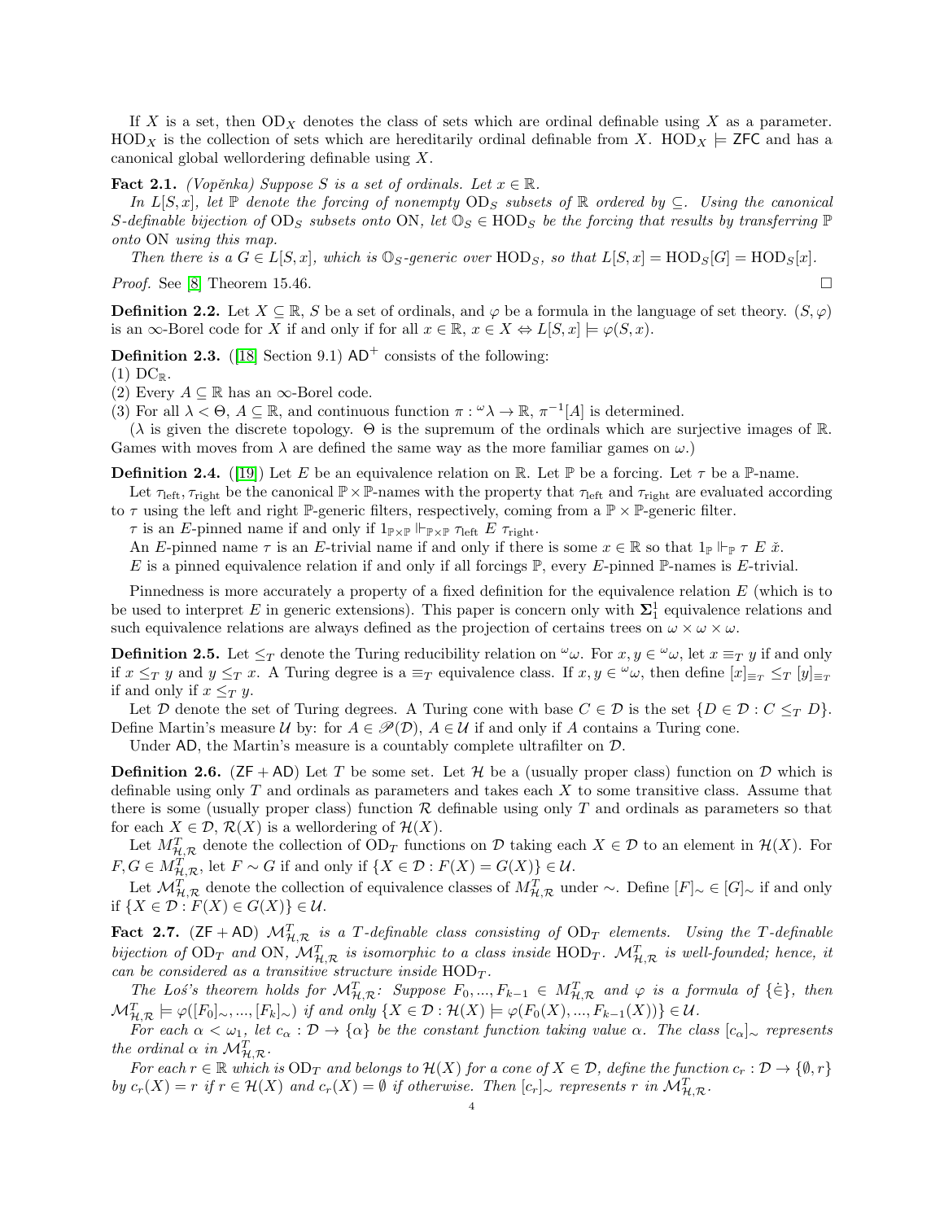If $X$ is a set, then $\text{OD}_X$ denotes the class of sets which are ordinal definable using $X$ as a parameter. $\text{HOD}_X$ is the collection of sets which are hereditarily ordinal definable from $X$. $\text{HOD}_X \models \mathsf{ZFC}$ and has a canonical global wellordering definable using $X$.

**Fact 2.1.** *(Vopěnka) Suppose $S$ is a set of ordinals. Let $x \in \mathbb{R}$.*

*In $L[S, x]$, let $\mathbb{P}$ denote the forcing of nonempty $\text{OD}_S$ subsets of $\mathbb{R}$ ordered by $\subseteq$. Using the canonical $S$-definable bijection of $\text{OD}_S$ subsets onto $\text{ON}$, let $\mathbb{O}_S \in \text{HOD}_S$ be the forcing that results by transferring $\mathbb{P}$ onto $\text{ON}$ using this map.*

*Then there is a $G \in L[S, x]$, which is $\mathbb{O}_S$-generic over $\text{HOD}_S$, so that $L[S, x] = \text{HOD}_S[G] = \text{HOD}_S[x]$.*

*Proof.* See [8] Theorem 15.46. □

**Definition 2.2.** Let $X \subseteq \mathbb{R}$, $S$ be a set of ordinals, and $\varphi$ be a formula in the language of set theory. $(S, \varphi)$ is an $\infty$-Borel code for $X$ if and only if for all $x \in \mathbb{R}$, $x \in X \Leftrightarrow L[S, x] \models \varphi(S, x)$.

**Definition 2.3.** ([18] Section 9.1) $\mathsf{AD}^+$ consists of the following:
(1) $\text{DC}_{\mathbb{R}}$.
(2) Every $A \subseteq \mathbb{R}$ has an $\infty$-Borel code.
(3) For all $\lambda < \Theta$, $A \subseteq \mathbb{R}$, and continuous function $\pi : {}^{\omega}\lambda \to \mathbb{R}$, $\pi^{-1}[A]$ is determined.

($\lambda$ is given the discrete topology. $\Theta$ is the supremum of the ordinals which are surjective images of $\mathbb{R}$. Games with moves from $\lambda$ are defined the same way as the more familiar games on $\omega$.)

**Definition 2.4.** ([19]) Let $E$ be an equivalence relation on $\mathbb{R}$. Let $\mathbb{P}$ be a forcing. Let $\tau$ be a $\mathbb{P}$-name.

Let $\tau_{\text{left}}, \tau_{\text{right}}$ be the canonical $\mathbb{P} \times \mathbb{P}$-names with the property that $\tau_{\text{left}}$ and $\tau_{\text{right}}$ are evaluated according to $\tau$ using the left and right $\mathbb{P}$-generic filters, respectively, coming from a $\mathbb{P} \times \mathbb{P}$-generic filter.

$\tau$ is an $E$-pinned name if and only if $1_{\mathbb{P} \times \mathbb{P}} \Vdash_{\mathbb{P} \times \mathbb{P}} \tau_{\text{left}} \; E \; \tau_{\text{right}}$.

An $E$-pinned name $\tau$ is an $E$-trivial name if and only if there is some $x \in \mathbb{R}$ so that $1_{\mathbb{P}} \Vdash_{\mathbb{P}} \tau \; E \; \check{x}$.

$E$ is a pinned equivalence relation if and only if all forcings $\mathbb{P}$, every $E$-pinned $\mathbb{P}$-names is $E$-trivial.

Pinnedness is more accurately a property of a fixed definition for the equivalence relation $E$ (which is to be used to interpret $E$ in generic extensions). This paper is concern only with $\mathbf{\Sigma}^1_1$ equivalence relations and such equivalence relations are always defined as the projection of certains trees on $\omega \times \omega \times \omega$.

**Definition 2.5.** Let $\leq_T$ denote the Turing reducibility relation on ${}^{\omega}\omega$. For $x, y \in {}^{\omega}\omega$, let $x \equiv_T y$ if and only if $x \leq_T y$ and $y \leq_T x$. A Turing degree is a $\equiv_T$ equivalence class. If $x, y \in {}^{\omega}\omega$, then define $[x]_{\equiv_T} \leq_T [y]_{\equiv_T}$ if and only if $x \leq_T y$.

Let $\mathcal{D}$ denote the set of Turing degrees. A Turing cone with base $C \in \mathcal{D}$ is the set $\{D \in \mathcal{D} : C \leq_T D\}$. Define Martin's measure $\mathcal{U}$ by: for $A \in \mathscr{P}(\mathcal{D})$, $A \in \mathcal{U}$ if and only if $A$ contains a Turing cone.

Under $\mathsf{AD}$, the Martin's measure is a countably complete ultrafilter on $\mathcal{D}$.

**Definition 2.6.** ($\mathsf{ZF} + \mathsf{AD}$) Let $T$ be some set. Let $\mathcal{H}$ be a (usually proper class) function on $\mathcal{D}$ which is definable using only $T$ and ordinals as parameters and takes each $X$ to some transitive class. Assume that there is some (usually proper class) function $\mathcal{R}$ definable using only $T$ and ordinals as parameters so that for each $X \in \mathcal{D}$, $\mathcal{R}(X)$ is a wellordering of $\mathcal{H}(X)$.

Let $M^T_{\mathcal{H},\mathcal{R}}$ denote the collection of $\text{OD}_T$ functions on $\mathcal{D}$ taking each $X \in \mathcal{D}$ to an element in $\mathcal{H}(X)$. For $F, G \in M^T_{\mathcal{H},\mathcal{R}}$, let $F \sim G$ if and only if $\{X \in \mathcal{D} : F(X) = G(X)\} \in \mathcal{U}$.

Let $\mathcal{M}^T_{\mathcal{H},\mathcal{R}}$ denote the collection of equivalence classes of $M^T_{\mathcal{H},\mathcal{R}}$ under $\sim$. Define $[F]_\sim \in [G]_\sim$ if and only if $\{X \in \mathcal{D} : F(X) \in G(X)\} \in \mathcal{U}$.

**Fact 2.7.** ($\mathsf{ZF} + \mathsf{AD}$) *$\mathcal{M}^T_{\mathcal{H},\mathcal{R}}$ is a $T$-definable class consisting of $\text{OD}_T$ elements. Using the $T$-definable bijection of $\text{OD}_T$ and $\text{ON}$, $\mathcal{M}^T_{\mathcal{H},\mathcal{R}}$ is isomorphic to a class inside $\text{HOD}_T$. $\mathcal{M}^T_{\mathcal{H},\mathcal{R}}$ is well-founded; hence, it can be considered as a transitive structure inside $\text{HOD}_T$.*

*The Łoś's theorem holds for $\mathcal{M}^T_{\mathcal{H},\mathcal{R}}$: Suppose $F_0, ..., F_{k-1} \in M^T_{\mathcal{H},\mathcal{R}}$ and $\varphi$ is a formula of $\{\dot{\in}\}$, then $\mathcal{M}^T_{\mathcal{H},\mathcal{R}} \models \varphi([F_0]_\sim, ..., [F_k]_\sim)$ if and only $\{X \in \mathcal{D} : \mathcal{H}(X) \models \varphi(F_0(X), ..., F_{k-1}(X))\} \in \mathcal{U}$.*

*For each $\alpha < \omega_1$, let $c_\alpha : \mathcal{D} \to \{\alpha\}$ be the constant function taking value $\alpha$. The class $[c_\alpha]_\sim$ represents the ordinal $\alpha$ in $\mathcal{M}^T_{\mathcal{H},\mathcal{R}}$.*

*For each $r \in \mathbb{R}$ which is $\text{OD}_T$ and belongs to $\mathcal{H}(X)$ for a cone of $X \in \mathcal{D}$, define the function $c_r : \mathcal{D} \to \{\emptyset, r\}$ by $c_r(X) = r$ if $r \in \mathcal{H}(X)$ and $c_r(X) = \emptyset$ if otherwise. Then $[c_r]_\sim$ represents $r$ in $\mathcal{M}^T_{\mathcal{H},\mathcal{R}}$.*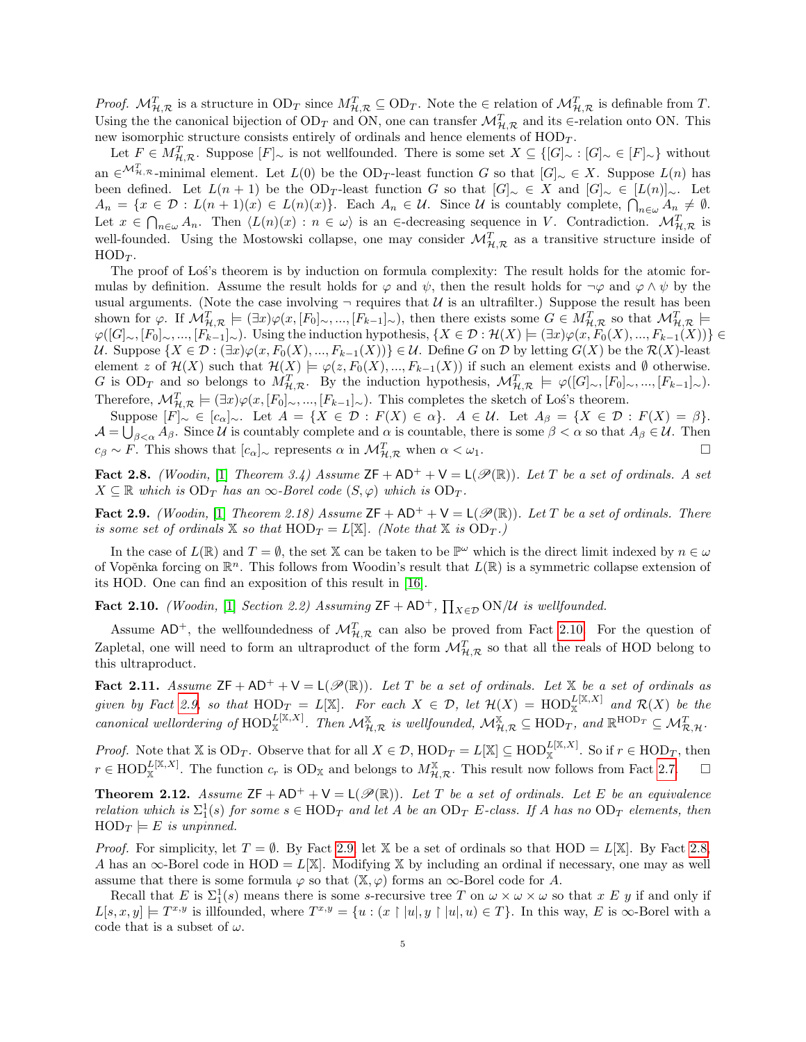*Proof.* $\mathcal{M}^T_{\mathcal{H},\mathcal{R}}$ is a structure in $\mathrm{OD}_T$ since $M^T_{\mathcal{H},\mathcal{R}} \subseteq \mathrm{OD}_T$. Note the $\in$ relation of $\mathcal{M}^T_{\mathcal{H},\mathcal{R}}$ is definable from $T$. Using the the canonical bijection of $\mathrm{OD}_T$ and ON, one can transfer $\mathcal{M}^T_{\mathcal{H},\mathcal{R}}$ and its $\in$-relation onto ON. This new isomorphic structure consists entirely of ordinals and hence elements of $\mathrm{HOD}_T$.

Let $F \in M^T_{\mathcal{H},\mathcal{R}}$. Suppose $[F]_\sim$ is not wellfounded. There is some set $X \subseteq \{[G]_\sim : [G]_\sim \in [F]_\sim\}$ without an $\in^{\mathcal{M}^T_{\mathcal{H},\mathcal{R}}}$-minimal element. Let $L(0)$ be the $\mathrm{OD}_T$-least function $G$ so that $[G]_\sim \in X$. Suppose $L(n)$ has been defined. Let $L(n+1)$ be the $\mathrm{OD}_T$-least function $G$ so that $[G]_\sim \in X$ and $[G]_\sim \in [L(n)]_\sim$. Let $A_n = \{x \in \mathcal{D} : L(n+1)(x) \in L(n)(x)\}$. Each $A_n \in \mathcal{U}$. Since $\mathcal{U}$ is countably complete, $\bigcap_{n\in\omega} A_n \neq \emptyset$. Let $x \in \bigcap_{n\in\omega} A_n$. Then $\langle L(n)(x) : n \in \omega\rangle$ is an $\in$-decreasing sequence in $V$. Contradiction. $\mathcal{M}^T_{\mathcal{H},\mathcal{R}}$ is well-founded. Using the Mostowski collapse, one may consider $\mathcal{M}^T_{\mathcal{H},\mathcal{R}}$ as a transitive structure inside of $\mathrm{HOD}_T$.

The proof of Łoś's theorem is by induction on formula complexity: The result holds for the atomic formulas by definition. Assume the result holds for $\varphi$ and $\psi$, then the result holds for $\neg\varphi$ and $\varphi \wedge \psi$ by the usual arguments. (Note the case involving $\neg$ requires that $\mathcal{U}$ is an ultrafilter.) Suppose the result has been shown for $\varphi$. If $\mathcal{M}^T_{\mathcal{H},\mathcal{R}} \models (\exists x)\varphi(x, [F_0]_\sim, ..., [F_{k-1}]_\sim)$, then there exists some $G \in M^T_{\mathcal{H},\mathcal{R}}$ so that $\mathcal{M}^T_{\mathcal{H},\mathcal{R}} \models \varphi([G]_\sim, [F_0]_\sim, ..., [F_{k-1}]_\sim)$. Using the induction hypothesis, $\{X \in \mathcal{D} : \mathcal{H}(X) \models (\exists x)\varphi(x, F_0(X), ..., F_{k-1}(X))\} \in \mathcal{U}$. Suppose $\{X \in \mathcal{D} : (\exists x)\varphi(x, F_0(X), ..., F_{k-1}(X))\} \in \mathcal{U}$. Define $G$ on $\mathcal{D}$ by letting $G(X)$ be the $\mathcal{R}(X)$-least element $z$ of $\mathcal{H}(X)$ such that $\mathcal{H}(X) \models \varphi(z, F_0(X), ..., F_{k-1}(X))$ if such an element exists and $\emptyset$ otherwise. $G$ is $\mathrm{OD}_T$ and so belongs to $M^T_{\mathcal{H},\mathcal{R}}$. By the induction hypothesis, $\mathcal{M}^T_{\mathcal{H},\mathcal{R}} \models \varphi([G]_\sim, [F_0]_\sim, ..., [F_{k-1}]_\sim)$. Therefore, $\mathcal{M}^T_{\mathcal{H},\mathcal{R}} \models (\exists x)\varphi(x, [F_0]_\sim, ..., [F_{k-1}]_\sim)$. This completes the sketch of Łoś's theorem.

Suppose $[F]_\sim \in [c_\alpha]_\sim$. Let $A = \{X \in \mathcal{D} : F(X) \in \alpha\}$. $A \in \mathcal{U}$. Let $A_\beta = \{X \in \mathcal{D} : F(X) = \beta\}$. $\mathcal{A} = \bigcup_{\beta<\alpha} A_\beta$. Since $\mathcal{U}$ is countably complete and $\alpha$ is countable, there is some $\beta < \alpha$ so that $A_\beta \in \mathcal{U}$. Then $c_\beta \sim F$. This shows that $[c_\alpha]_\sim$ represents $\alpha$ in $\mathcal{M}^T_{\mathcal{H},\mathcal{R}}$ when $\alpha < \omega_1$. ☐

**Fact 2.8.** *(Woodin, [1] Theorem 3.4) Assume $\mathsf{ZF} + \mathsf{AD}^+ + \mathsf{V} = \mathsf{L}(\mathscr{P}(\mathbb{R}))$. Let $T$ be a set of ordinals. A set $X \subseteq \mathbb{R}$ which is $\mathrm{OD}_T$ has an $\infty$-Borel code $(S, \varphi)$ which is $\mathrm{OD}_T$.*

**Fact 2.9.** *(Woodin, [1] Theorem 2.18) Assume $\mathsf{ZF} + \mathsf{AD}^+ + \mathsf{V} = \mathsf{L}(\mathscr{P}(\mathbb{R}))$. Let $T$ be a set of ordinals. There is some set of ordinals $\mathbb{X}$ so that $\mathrm{HOD}_T = L[\mathbb{X}]$. (Note that $\mathbb{X}$ is $\mathrm{OD}_T$.)*

In the case of $L(\mathbb{R})$ and $T = \emptyset$, the set $\mathbb{X}$ can be taken to be $\mathbb{P}^\omega$ which is the direct limit indexed by $n \in \omega$ of Vopěnka forcing on $\mathbb{R}^n$. This follows from Woodin's result that $L(\mathbb{R})$ is a symmetric collapse extension of its HOD. One can find an exposition of this result in [16].

**Fact 2.10.** *(Woodin, [1] Section 2.2) Assuming $\mathsf{ZF} + \mathsf{AD}^+$, $\prod_{X\in\mathcal{D}} \mathrm{ON}/\mathcal{U}$ is wellfounded.*

Assume $\mathsf{AD}^+$, the wellfoundedness of $\mathcal{M}^T_{\mathcal{H},\mathcal{R}}$ can also be proved from Fact 2.10. For the question of Zapletal, one will need to form an ultraproduct of the form $\mathcal{M}^T_{\mathcal{H},\mathcal{R}}$ so that all the reals of HOD belong to this ultraproduct.

**Fact 2.11.** *Assume $\mathsf{ZF} + \mathsf{AD}^+ + \mathsf{V} = \mathsf{L}(\mathscr{P}(\mathbb{R}))$. Let $T$ be a set of ordinals. Let $\mathbb{X}$ be a set of ordinals as given by Fact 2.9, so that $\mathrm{HOD}_T = L[\mathbb{X}]$. For each $X \in \mathcal{D}$, let $\mathcal{H}(X) = \mathrm{HOD}^{L[\mathbb{X},X]}_{\mathbb{X}}$ and $\mathcal{R}(X)$ be the canonical wellordering of $\mathrm{HOD}^{L[\mathbb{X},X]}_{\mathbb{X}}$. Then $\mathcal{M}^{\mathbb{X}}_{\mathcal{H},\mathcal{R}}$ is wellfounded, $\mathcal{M}^{\mathbb{X}}_{\mathcal{H},\mathcal{R}} \subseteq \mathrm{HOD}_T$, and $\mathbb{R}^{\mathrm{HOD}_T} \subseteq \mathcal{M}^T_{\mathcal{R},\mathcal{H}}$.*

*Proof.* Note that $\mathbb{X}$ is $\mathrm{OD}_T$. Observe that for all $X \in \mathcal{D}$, $\mathrm{HOD}_T = L[\mathbb{X}] \subseteq \mathrm{HOD}^{L[\mathbb{X},X]}_{\mathbb{X}}$. So if $r \in \mathrm{HOD}_T$, then $r \in \mathrm{HOD}^{L[\mathbb{X},X]}_{\mathbb{X}}$. The function $c_r$ is $\mathrm{OD}_{\mathbb{X}}$ and belongs to $M^{\mathbb{X}}_{\mathcal{H},\mathcal{R}}$. This result now follows from Fact 2.7. ☐

**Theorem 2.12.** *Assume $\mathsf{ZF} + \mathsf{AD}^+ + \mathsf{V} = \mathsf{L}(\mathscr{P}(\mathbb{R}))$. Let $T$ be a set of ordinals. Let $E$ be an equivalence relation which is $\Sigma^1_1(s)$ for some $s \in \mathrm{HOD}_T$ and let $A$ be an $\mathrm{OD}_T$ $E$-class. If $A$ has no $\mathrm{OD}_T$ elements, then $\mathrm{HOD}_T \models E$ is unpinned.*

*Proof.* For simplicity, let $T = \emptyset$. By Fact 2.9, let $\mathbb{X}$ be a set of ordinals so that $\mathrm{HOD} = L[\mathbb{X}]$. By Fact 2.8, $A$ has an $\infty$-Borel code in $\mathrm{HOD} = L[\mathbb{X}]$. Modifying $\mathbb{X}$ by including an ordinal if necessary, one may as well assume that there is some formula $\varphi$ so that $(\mathbb{X}, \varphi)$ forms an $\infty$-Borel code for $A$.

Recall that $E$ is $\Sigma^1_1(s)$ means there is some $s$-recursive tree $T$ on $\omega \times \omega \times \omega$ so that $x \; E \; y$ if and only if $L[s, x, y] \models T^{x,y}$ is illfounded, where $T^{x,y} = \{u : (x \upharpoonright |u|, y \upharpoonright |u|, u) \in T\}$. In this way, $E$ is $\infty$-Borel with a code that is a subset of $\omega$.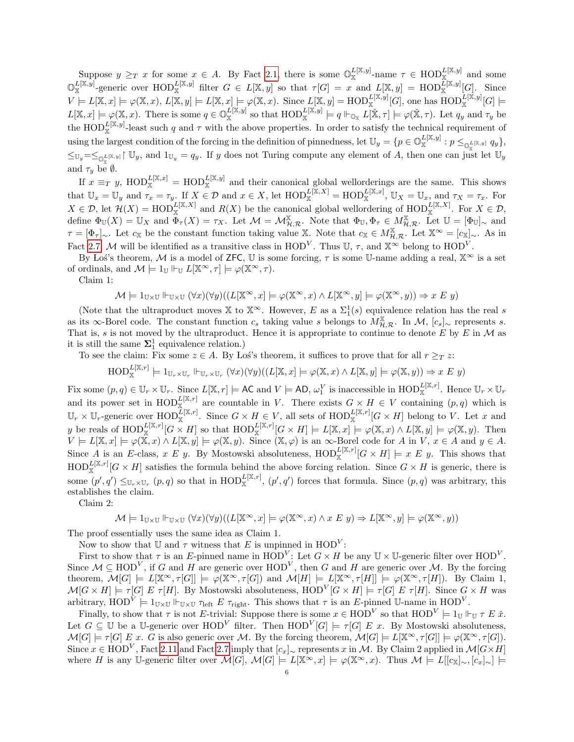Suppose $y \geq_T x$ for some $x \in A$. By Fact 2.1, there is some $\mathbb{O}_{\mathbb{X}}^{L[\mathbb{X},y]}$-name $\tau \in \mathrm{HOD}_{\mathbb{X}}^{L[\mathbb{X},y]}$ and some $\mathbb{O}_{\mathbb{X}}^{L[\mathbb{X},y]}$-generic over $\mathrm{HOD}_{\mathbb{X}}^{L[\mathbb{X},y]}$ filter $G \in L[\mathbb{X},y]$ so that $\tau[G] = x$ and $L[\mathbb{X},y] = \mathrm{HOD}_{\mathbb{X}}^{L[\mathbb{X},y]}[G]$. Since $V \models L[\mathbb{X},x] \models \varphi(\mathbb{X},x)$, $L[\mathbb{X},y] \models L[\mathbb{X},x] \models \varphi(\mathbb{X},x)$. Since $L[\mathbb{X},y] = \mathrm{HOD}_{\mathbb{X}}^{L[\mathbb{X},y]}[G]$, one has $\mathrm{HOD}_{\mathbb{X}}^{L[\mathbb{X},y]}[G] \models L[\mathbb{X},x] \models \varphi(\mathbb{X},x)$. There is some $q \in \mathbb{O}_{\mathbb{X}}^{L[\mathbb{X},y]}$ so that $\mathrm{HOD}_{\mathbb{X}}^{L[\mathbb{X},y]} \models q \Vdash_{\mathbb{O}_{\mathbb{X}}} L[\check{\mathbb{X}},\tau] \models \varphi(\check{\mathbb{X}},\tau)$. Let $q_y$ and $\tau_y$ be the $\mathrm{HOD}_{\mathbb{X}}^{L[\mathbb{X},y]}$-least such $q$ and $\tau$ with the above properties. In order to satisfy the technical requirement of using the largest condition of the forcing in the definition of pinnedness, let $\mathbb{U}_y = \{p \in \mathbb{O}_{\mathbb{X}}^{L[\mathbb{X},y]} : p \leq_{\mathbb{O}_{\mathbb{X}}^{L[\mathbb{X},y]}} q_y\}$, $\leq_{\mathbb{U}_y} = \leq_{\mathbb{O}_{\mathbb{X}}^{L[\mathbb{X},y]}} \upharpoonright \mathbb{U}_y$, and $1_{\mathbb{U}_y} = q_y$. If $y$ does not Turing compute any element of $A$, then one can just let $\mathbb{U}_y$ and $\tau_y$ be $\emptyset$.

If $x \equiv_T y$, $\mathrm{HOD}_{\mathbb{X}}^{L[\mathbb{X},x]} = \mathrm{HOD}_{\mathbb{X}}^{L[\mathbb{X},y]}$ and their canonical global wellorderings are the same. This shows that $\mathbb{U}_x = \mathbb{U}_y$ and $\tau_x = \tau_y$. If $X \in \mathcal{D}$ and $x \in X$, let $\mathrm{HOD}_{\mathbb{X}}^{L[\mathbb{X},X]} = \mathrm{HOD}_{\mathbb{X}}^{L[\mathbb{X},x]}$, $\mathbb{U}_X = \mathbb{U}_x$, and $\tau_X = \tau_x$. For $X \in \mathcal{D}$, let $\mathcal{H}(X) = \mathrm{HOD}_{\mathbb{X}}^{L[\mathbb{X},X]}$ and $R(X)$ be the canonical global wellordering of $\mathrm{HOD}_{\mathbb{X}}^{L[\mathbb{X},X]}$. For $X \in \mathcal{D}$, define $\Phi_{\mathbb{U}}(X) = \mathbb{U}_X$ and $\Phi_\tau(X) = \tau_X$. Let $\mathcal{M} = \mathcal{M}_{\mathcal{H},\mathcal{R}}^{\mathbb{X}}$. Note that $\Phi_{\mathbb{U}}, \Phi_\tau \in M_{\mathcal{H},\mathcal{R}}^{\mathbb{X}}$. Let $\mathbb{U} = [\Phi_{\mathbb{U}}]_\sim$ and $\tau = [\Phi_\tau]_\sim$. Let $c_{\mathbb{X}}$ be the constant function taking value $\mathbb{X}$. Note that $c_{\mathbb{X}} \in M_{\mathcal{H},\mathcal{R}}^{\mathbb{X}}$. Let $\mathbb{X}^\infty = [c_{\mathbb{X}}]_\sim$. As in Fact 2.7, $\mathcal{M}$ will be identified as a transitive class in $\mathrm{HOD}^V$. Thus $\mathbb{U}$, $\tau$, and $\mathbb{X}^\infty$ belong to $\mathrm{HOD}^V$.

By Łoś's theorem, $\mathcal{M}$ is a model of $\mathsf{ZFC}$, $\mathbb{U}$ is some forcing, $\tau$ is some $\mathbb{U}$-name adding a real, $\mathbb{X}^\infty$ is a set of ordinals, and $\mathcal{M} \models 1_{\mathbb{U}} \Vdash_{\mathbb{U}} L[\mathbb{X}^\infty,\tau] \models \varphi(\mathbb{X}^\infty,\tau)$.

Claim 1:

$$\mathcal{M} \models 1_{\mathbb{U}\times\mathbb{U}} \Vdash_{\mathbb{U}\times\mathbb{U}} (\forall x)(\forall y)((L[\mathbb{X}^\infty,x] \models \varphi(\mathbb{X}^\infty,x) \wedge L[\mathbb{X}^\infty,y] \models \varphi(\mathbb{X}^\infty,y)) \Rightarrow x\ E\ y)$$

(Note that the ultraproduct moves $\mathbb{X}$ to $\mathbb{X}^\infty$. However, $E$ as a $\Sigma_1^1(s)$ equivalence relation has the real $s$ as its $\infty$-Borel code. The constant function $c_s$ taking value $s$ belongs to $M_{\mathcal{H},\mathcal{R}}^{\mathbb{X}}$. In $\mathcal{M}$, $[c_s]_\sim$ represents $s$. That is, $s$ is not moved by the ultraproduct. Hence it is appropriate to continue to denote $E$ by $E$ in $\mathcal{M}$ as it is still the same $\boldsymbol{\Sigma}_1^1$ equivalence relation.)

To see the claim: Fix some $z \in A$. By Łoś's theorem, it suffices to prove that for all $r \geq_T z$:

$$\mathrm{HOD}_{\mathbb{X}}^{L[\mathbb{X},r]} \models 1_{\mathbb{U}_r\times\mathbb{U}_r} \Vdash_{\mathbb{U}_r\times\mathbb{U}_r} (\forall x)(\forall y)((L[\mathbb{X},x] \models \varphi(\mathbb{X},x) \wedge L[\mathbb{X},y] \models \varphi(\mathbb{X},y)) \Rightarrow x\ E\ y)$$

Fix some $(p,q) \in \mathbb{U}_r \times \mathbb{U}_r$. Since $L[\mathbb{X},r] \models \mathsf{AC}$ and $V \models \mathsf{AD}$, $\omega_1^V$ is inaccessible in $\mathrm{HOD}_{\mathbb{X}}^{L[\mathbb{X},r]}$. Hence $\mathbb{U}_r \times \mathbb{U}_r$ and its power set in $\mathrm{HOD}_{\mathbb{X}}^{L[\mathbb{X},r]}$ are countable in $V$. There exists $G \times H \in V$ containing $(p,q)$ which is $\mathbb{U}_r \times \mathbb{U}_r$-generic over $\mathrm{HOD}_{\mathbb{X}}^{L[\mathbb{X},r]}$. Since $G \times H \in V$, all sets of $\mathrm{HOD}_{\mathbb{X}}^{L[\mathbb{X},r]}[G\times H]$ belong to $V$. Let $x$ and $y$ be reals of $\mathrm{HOD}_{\mathbb{X}}^{L[\mathbb{X},r]}[G\times H]$ so that $\mathrm{HOD}_{\mathbb{X}}^{L[\mathbb{X},r]}[G\times H] \models L[\mathbb{X},x] \models \varphi(\mathbb{X},x) \wedge L[\mathbb{X},y] \models \varphi(\mathbb{X},y)$. Then $V \models L[\mathbb{X},x] \models \varphi(\mathbb{X},x) \wedge L[\mathbb{X},y] \models \varphi(\mathbb{X},y)$. Since $(\mathbb{X},\varphi)$ is an $\infty$-Borel code for $A$ in $V$, $x \in A$ and $y \in A$. Since $A$ is an $E$-class, $x\ E\ y$. By Mostowski absoluteness, $\mathrm{HOD}_{\mathbb{X}}^{L[\mathbb{X},r]}[G\times H] \models x\ E\ y$. This shows that $\mathrm{HOD}_{\mathbb{X}}^{L[\mathbb{X},r]}[G\times H]$ satisfies the formula behind the above forcing relation. Since $G \times H$ is generic, there is some $(p',q') \leq_{\mathbb{U}_r\times\mathbb{U}_r} (p,q)$ so that in $\mathrm{HOD}_{\mathbb{X}}^{L[\mathbb{X},r]}$, $(p',q')$ forces that formula. Since $(p,q)$ was arbitrary, this establishes the claim.

Claim 2:

$$\mathcal{M} \models 1_{\mathbb{U}\times\mathbb{U}} \Vdash_{\mathbb{U}\times\mathbb{U}} (\forall x)(\forall y)((L[\mathbb{X}^\infty,x] \models \varphi(\mathbb{X}^\infty,x) \wedge x\ E\ y) \Rightarrow L[\mathbb{X}^\infty,y] \models \varphi(\mathbb{X}^\infty,y))$$

The proof essentially uses the same idea as Claim 1.

Now to show that $\mathbb{U}$ and $\tau$ witness that $E$ is unpinned in $\mathrm{HOD}^V$:

First to show that $\tau$ is an $E$-pinned name in $\mathrm{HOD}^V$: Let $G \times H$ be any $\mathbb{U}\times\mathbb{U}$-generic filter over $\mathrm{HOD}^V$. Since $\mathcal{M} \subseteq \mathrm{HOD}^V$, if $G$ and $H$ are generic over $\mathrm{HOD}^V$, then $G$ and $H$ are generic over $\mathcal{M}$. By the forcing theorem, $\mathcal{M}[G] \models L[\mathbb{X}^\infty,\tau[G]] \models \varphi(\mathbb{X}^\infty,\tau[G])$ and $\mathcal{M}[H] \models L[\mathbb{X}^\infty,\tau[H]] \models \varphi(\mathbb{X}^\infty,\tau[H])$. By Claim 1, $\mathcal{M}[G\times H] \models \tau[G]\ E\ \tau[H]$. By Mostowski absoluteness, $\mathrm{HOD}^V[G\times H] \models \tau[G]\ E\ \tau[H]$. Since $G\times H$ was arbitrary, $\mathrm{HOD}^V \models 1_{\mathbb{U}\times\mathbb{U}} \Vdash_{\mathbb{U}\times\mathbb{U}} \tau_{\mathrm{left}}\ E\ \tau_{\mathrm{right}}$. This shows that $\tau$ is an $E$-pinned $\mathbb{U}$-name in $\mathrm{HOD}^V$.

Finally, to show that $\tau$ is not $E$-trivial: Suppose there is some $x \in \mathrm{HOD}^V$ so that $\mathrm{HOD}^V \models 1_{\mathbb{U}} \Vdash_{\mathbb{U}} \tau\ E\ \check{x}$. Let $G \subseteq \mathbb{U}$ be a $\mathbb{U}$-generic over $\mathrm{HOD}^V$ filter. Then $\mathrm{HOD}^V[G] \models \tau[G]\ E\ x$. By Mostowski absoluteness, $\mathcal{M}[G] \models \tau[G]\ E\ x$. $G$ is also generic over $\mathcal{M}$. By the forcing theorem, $\mathcal{M}[G] \models L[\mathbb{X}^\infty,\tau[G]] \models \varphi(\mathbb{X}^\infty,\tau[G])$. Since $x \in \mathrm{HOD}^V$, Fact 2.11 and Fact 2.7 imply that $[c_x]_\sim$ represents $x$ in $\mathcal{M}$. By Claim 2 applied in $\mathcal{M}[G\times H]$ where $H$ is any $\mathbb{U}$-generic filter over $\mathcal{M}[G]$, $\mathcal{M}[G] \models L[\mathbb{X}^\infty,x] \models \varphi(\mathbb{X}^\infty,x)$. Thus $\mathcal{M} \models L[[c_{\mathbb{X}}]_\sim,[c_x]_\sim] \models$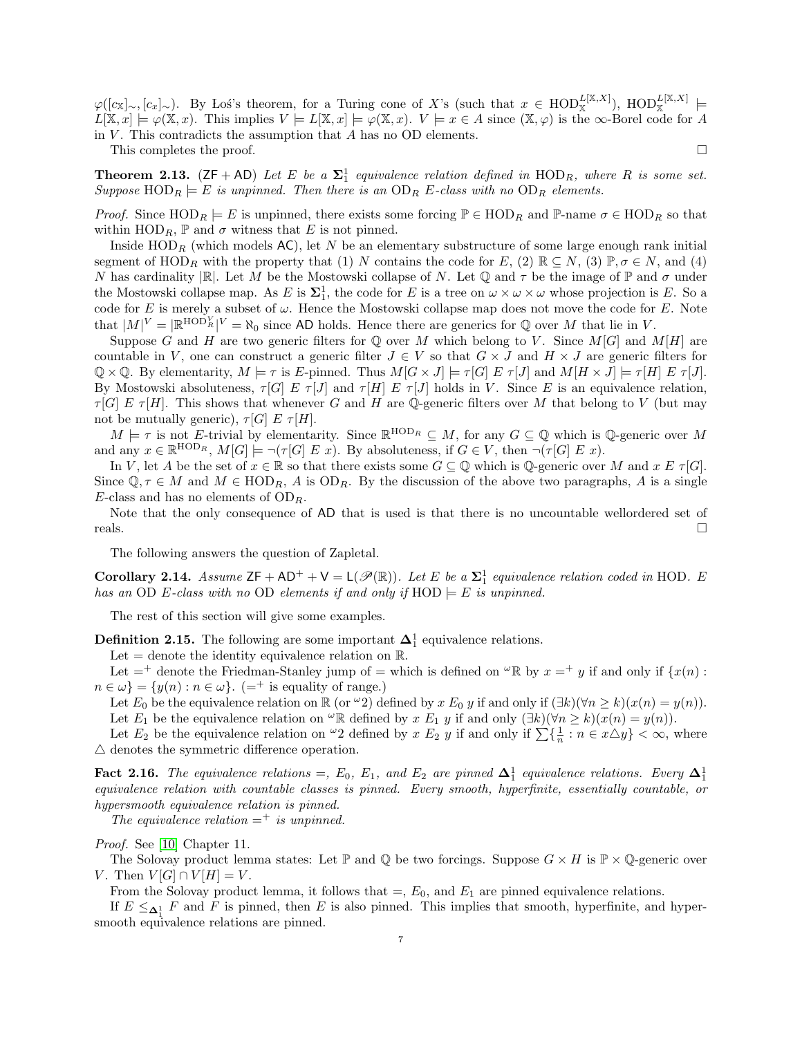$\varphi([c_{\mathbb{X}}]_\sim, [c_x]_\sim)$. By Łoś's theorem, for a Turing cone of $X$'s (such that $x \in \mathrm{HOD}_{\mathbb{X}}^{L[\mathbb{X},X]}$), $\mathrm{HOD}_{\mathbb{X}}^{L[\mathbb{X},X]} \models L[\mathbb{X}, x] \models \varphi(\mathbb{X}, x)$. This implies $V \models L[\mathbb{X}, x] \models \varphi(\mathbb{X}, x)$. $V \models x \in A$ since $(\mathbb{X}, \varphi)$ is the $\infty$-Borel code for $A$ in $V$. This contradicts the assumption that $A$ has no OD elements.

This completes the proof. $\square$

**Theorem 2.13.** ($\mathsf{ZF} + \mathsf{AD}$) *Let $E$ be a $\mathbf{\Sigma}^1_1$ equivalence relation defined in $\mathrm{HOD}_R$, where $R$ is some set. Suppose $\mathrm{HOD}_R \models E$ is unpinned. Then there is an $\mathrm{OD}_R$ $E$-class with no $\mathrm{OD}_R$ elements.*

*Proof.* Since $\mathrm{HOD}_R \models E$ is unpinned, there exists some forcing $\mathbb{P} \in \mathrm{HOD}_R$ and $\mathbb{P}$-name $\sigma \in \mathrm{HOD}_R$ so that within $\mathrm{HOD}_R$, $\mathbb{P}$ and $\sigma$ witness that $E$ is not pinned.

Inside $\mathrm{HOD}_R$ (which models $\mathsf{AC}$), let $N$ be an elementary substructure of some large enough rank initial segment of $\mathrm{HOD}_R$ with the property that (1) $N$ contains the code for $E$, (2) $\mathbb{R} \subseteq N$, (3) $\mathbb{P}, \sigma \in N$, and (4) $N$ has cardinality $|\mathbb{R}|$. Let $M$ be the Mostowski collapse of $N$. Let $\mathbb{Q}$ and $\tau$ be the image of $\mathbb{P}$ and $\sigma$ under the Mostowski collapse map. As $E$ is $\mathbf{\Sigma}^1_1$, the code for $E$ is a tree on $\omega \times \omega \times \omega$ whose projection is $E$. So a code for $E$ is merely a subset of $\omega$. Hence the Mostowski collapse map does not move the code for $E$. Note that $|M|^V = |\mathbb{R}^{\mathrm{HOD}^V_R}|^V = \aleph_0$ since $\mathsf{AD}$ holds. Hence there are generics for $\mathbb{Q}$ over $M$ that lie in $V$.

Suppose $G$ and $H$ are two generic filters for $\mathbb{Q}$ over $M$ which belong to $V$. Since $M[G]$ and $M[H]$ are countable in $V$, one can construct a generic filter $J \in V$ so that $G \times J$ and $H \times J$ are generic filters for $\mathbb{Q} \times \mathbb{Q}$. By elementarity, $M \models \tau$ is $E$-pinned. Thus $M[G \times J] \models \tau[G] \ E \ \tau[J]$ and $M[H \times J] \models \tau[H] \ E \ \tau[J]$. By Mostowski absoluteness, $\tau[G] \ E \ \tau[J]$ and $\tau[H] \ E \ \tau[J]$ holds in $V$. Since $E$ is an equivalence relation, $\tau[G] \ E \ \tau[H]$. This shows that whenever $G$ and $H$ are $\mathbb{Q}$-generic filters over $M$ that belong to $V$ (but may not be mutually generic), $\tau[G] \ E \ \tau[H]$.

$M \models \tau$ is not $E$-trivial by elementarity. Since $\mathbb{R}^{\mathrm{HOD}_R} \subseteq M$, for any $G \subseteq \mathbb{Q}$ which is $\mathbb{Q}$-generic over $M$ and any $x \in \mathbb{R}^{\mathrm{HOD}_R}$, $M[G] \models \neg(\tau[G] \ E \ x)$. By absoluteness, if $G \in V$, then $\neg(\tau[G] \ E \ x)$.

In $V$, let $A$ be the set of $x \in \mathbb{R}$ so that there exists some $G \subseteq \mathbb{Q}$ which is $\mathbb{Q}$-generic over $M$ and $x \ E \ \tau[G]$. Since $\mathbb{Q}, \tau \in M$ and $M \in \mathrm{HOD}_R$, $A$ is $\mathrm{OD}_R$. By the discussion of the above two paragraphs, $A$ is a single $E$-class and has no elements of $\mathrm{OD}_R$.

Note that the only consequence of $\mathsf{AD}$ that is used is that there is no uncountable wellordered set of reals. $\square$

The following answers the question of Zapletal.

**Corollary 2.14.** *Assume $\mathsf{ZF} + \mathsf{AD}^+ + \mathsf{V} = \mathsf{L}(\mathscr{P}(\mathbb{R}))$. Let $E$ be a $\mathbf{\Sigma}^1_1$ equivalence relation coded in* HOD. *$E$ has an* OD *$E$-class with no* OD *elements if and only if* $\mathrm{HOD} \models E$ *is unpinned.*

The rest of this section will give some examples.

**Definition 2.15.** The following are some important $\mathbf{\Delta}^1_1$ equivalence relations.

Let $=$ denote the identity equivalence relation on $\mathbb{R}$.

Let $=^+$ denote the Friedman-Stanley jump of $=$ which is defined on ${}^\omega\mathbb{R}$ by $x =^+ y$ if and only if $\{x(n) : n \in \omega\} = \{y(n) : n \in \omega\}$. ($=^+$ is equality of range.)

Let $E_0$ be the equivalence relation on $\mathbb{R}$ (or ${}^\omega 2$) defined by $x \ E_0 \ y$ if and only if $(\exists k)(\forall n \geq k)(x(n) = y(n))$.

Let $E_1$ be the equivalence relation on ${}^\omega\mathbb{R}$ defined by $x \ E_1 \ y$ if and only $(\exists k)(\forall n \geq k)(x(n) = y(n))$.

Let $E_2$ be the equivalence relation on ${}^\omega 2$ defined by $x \ E_2 \ y$ if and only if $\sum\{\frac{1}{n} : n \in x \triangle y\} < \infty$, where $\triangle$ denotes the symmetric difference operation.

**Fact 2.16.** *The equivalence relations $=$, $E_0$, $E_1$, and $E_2$ are pinned $\mathbf{\Delta}^1_1$ equivalence relations. Every $\mathbf{\Delta}^1_1$ equivalence relation with countable classes is pinned. Every smooth, hyperfinite, essentially countable, or hypersmooth equivalence relation is pinned.*

*The equivalence relation $=^+$ is unpinned.*

*Proof.* See [10] Chapter 11.

The Solovay product lemma states: Let $\mathbb{P}$ and $\mathbb{Q}$ be two forcings. Suppose $G \times H$ is $\mathbb{P} \times \mathbb{Q}$-generic over $V$. Then $V[G] \cap V[H] = V$.

From the Solovay product lemma, it follows that $=$, $E_0$, and $E_1$ are pinned equivalence relations.

If $E \leq_{\mathbf{\Delta}^1_1} F$ and $F$ is pinned, then $E$ is also pinned. This implies that smooth, hyperfinite, and hypersmooth equivalence relations are pinned.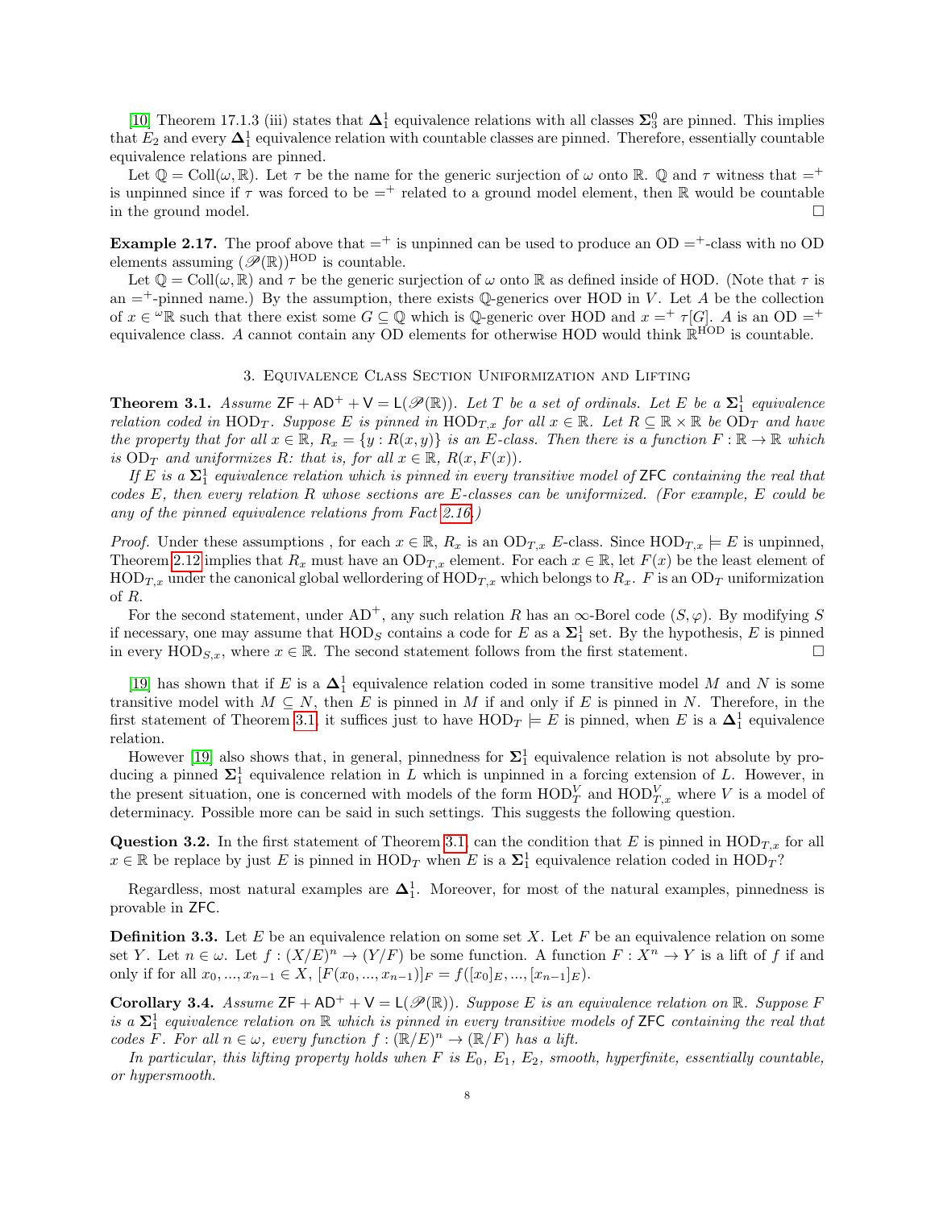[10] Theorem 17.1.3 (iii) states that $\mathbf{\Delta}^1_1$ equivalence relations with all classes $\mathbf{\Sigma}^0_3$ are pinned. This implies that $E_2$ and every $\mathbf{\Delta}^1_1$ equivalence relation with countable classes are pinned. Therefore, essentially countable equivalence relations are pinned.

Let $\mathbb{Q} = \mathrm{Coll}(\omega, \mathbb{R})$. Let $\tau$ be the name for the generic surjection of $\omega$ onto $\mathbb{R}$. $\mathbb{Q}$ and $\tau$ witness that $=^+$ is unpinned since if $\tau$ was forced to be $=^+$ related to a ground model element, then $\mathbb{R}$ would be countable in the ground model. $\square$

**Example 2.17.** The proof above that $=^+$ is unpinned can be used to produce an OD $=^+$-class with no OD elements assuming $(\mathscr{P}(\mathbb{R}))^{\mathrm{HOD}}$ is countable.

Let $\mathbb{Q} = \mathrm{Coll}(\omega, \mathbb{R})$ and $\tau$ be the generic surjection of $\omega$ onto $\mathbb{R}$ as defined inside of HOD. (Note that $\tau$ is an $=^+$-pinned name.) By the assumption, there exists $\mathbb{Q}$-generics over HOD in $V$. Let $A$ be the collection of $x \in {}^\omega\mathbb{R}$ such that there exist some $G \subseteq \mathbb{Q}$ which is $\mathbb{Q}$-generic over HOD and $x =^+ \tau[G]$. $A$ is an OD $=^+$ equivalence class. $A$ cannot contain any OD elements for otherwise HOD would think $\mathbb{R}^{\mathrm{HOD}}$ is countable.

## 3. Equivalence Class Section Uniformization and Lifting

**Theorem 3.1.** *Assume $\mathsf{ZF} + \mathsf{AD}^+ + \mathsf{V} = \mathsf{L}(\mathscr{P}(\mathbb{R}))$. Let $T$ be a set of ordinals. Let $E$ be a $\mathbf{\Sigma}^1_1$ equivalence relation coded in $\mathrm{HOD}_T$. Suppose $E$ is pinned in $\mathrm{HOD}_{T,x}$ for all $x \in \mathbb{R}$. Let $R \subseteq \mathbb{R} \times \mathbb{R}$ be $\mathrm{OD}_T$ and have the property that for all $x \in \mathbb{R}$, $R_x = \{y : R(x, y)\}$ is an $E$-class. Then there is a function $F : \mathbb{R} \to \mathbb{R}$ which is $\mathrm{OD}_T$ and uniformizes $R$: that is, for all $x \in \mathbb{R}$, $R(x, F(x))$.*

*If $E$ is a $\mathbf{\Sigma}^1_1$ equivalence relation which is pinned in every transitive model of $\mathsf{ZFC}$ containing the real that codes $E$, then every relation $R$ whose sections are $E$-classes can be uniformized. (For example, $E$ could be any of the pinned equivalence relations from Fact 2.16.)*

*Proof.* Under these assumptions , for each $x \in \mathbb{R}$, $R_x$ is an $\mathrm{OD}_{T,x}$ $E$-class. Since $\mathrm{HOD}_{T,x} \models E$ is unpinned, Theorem 2.12 implies that $R_x$ must have an $\mathrm{OD}_{T,x}$ element. For each $x \in \mathbb{R}$, let $F(x)$ be the least element of $\mathrm{HOD}_{T,x}$ under the canonical global wellordering of $\mathrm{HOD}_{T,x}$ which belongs to $R_x$. $F$ is an $\mathrm{OD}_T$ uniformization of $R$.

For the second statement, under $\mathrm{AD}^+$, any such relation $R$ has an $\infty$-Borel code $(S, \varphi)$. By modifying $S$ if necessary, one may assume that $\mathrm{HOD}_S$ contains a code for $E$ as a $\mathbf{\Sigma}^1_1$ set. By the hypothesis, $E$ is pinned in every $\mathrm{HOD}_{S,x}$, where $x \in \mathbb{R}$. The second statement follows from the first statement. $\square$

[19] has shown that if $E$ is a $\mathbf{\Delta}^1_1$ equivalence relation coded in some transitive model $M$ and $N$ is some transitive model with $M \subseteq N$, then $E$ is pinned in $M$ if and only if $E$ is pinned in $N$. Therefore, in the first statement of Theorem 3.1, it suffices just to have $\mathrm{HOD}_T \models E$ is pinned, when $E$ is a $\mathbf{\Delta}^1_1$ equivalence relation.

However [19] also shows that, in general, pinnedness for $\mathbf{\Sigma}^1_1$ equivalence relation is not absolute by producing a pinned $\mathbf{\Sigma}^1_1$ equivalence relation in $L$ which is unpinned in a forcing extension of $L$. However, in the present situation, one is concerned with models of the form $\mathrm{HOD}^V_T$ and $\mathrm{HOD}^V_{T,x}$ where $V$ is a model of determinacy. Possible more can be said in such settings. This suggests the following question.

**Question 3.2.** In the first statement of Theorem 3.1, can the condition that $E$ is pinned in $\mathrm{HOD}_{T,x}$ for all $x \in \mathbb{R}$ be replace by just $E$ is pinned in $\mathrm{HOD}_T$ when $E$ is a $\mathbf{\Sigma}^1_1$ equivalence relation coded in $\mathrm{HOD}_T$?

Regardless, most natural examples are $\mathbf{\Delta}^1_1$. Moreover, for most of the natural examples, pinnedness is provable in $\mathsf{ZFC}$.

**Definition 3.3.** Let $E$ be an equivalence relation on some set $X$. Let $F$ be an equivalence relation on some set $Y$. Let $n \in \omega$. Let $f : (X/E)^n \to (Y/F)$ be some function. A function $F : X^n \to Y$ is a lift of $f$ if and only if for all $x_0, ..., x_{n-1} \in X$, $[F(x_0, ..., x_{n-1})]_F = f([x_0]_E, ..., [x_{n-1}]_E)$.

**Corollary 3.4.** *Assume $\mathsf{ZF} + \mathsf{AD}^+ + \mathsf{V} = \mathsf{L}(\mathscr{P}(\mathbb{R}))$. Suppose $E$ is an equivalence relation on $\mathbb{R}$. Suppose $F$ is a $\mathbf{\Sigma}^1_1$ equivalence relation on $\mathbb{R}$ which is pinned in every transitive models of $\mathsf{ZFC}$ containing the real that codes $F$. For all $n \in \omega$, every function $f : (\mathbb{R}/E)^n \to (\mathbb{R}/F)$ has a lift.*

*In particular, this lifting property holds when $F$ is $E_0$, $E_1$, $E_2$, smooth, hyperfinite, essentially countable, or hypersmooth.*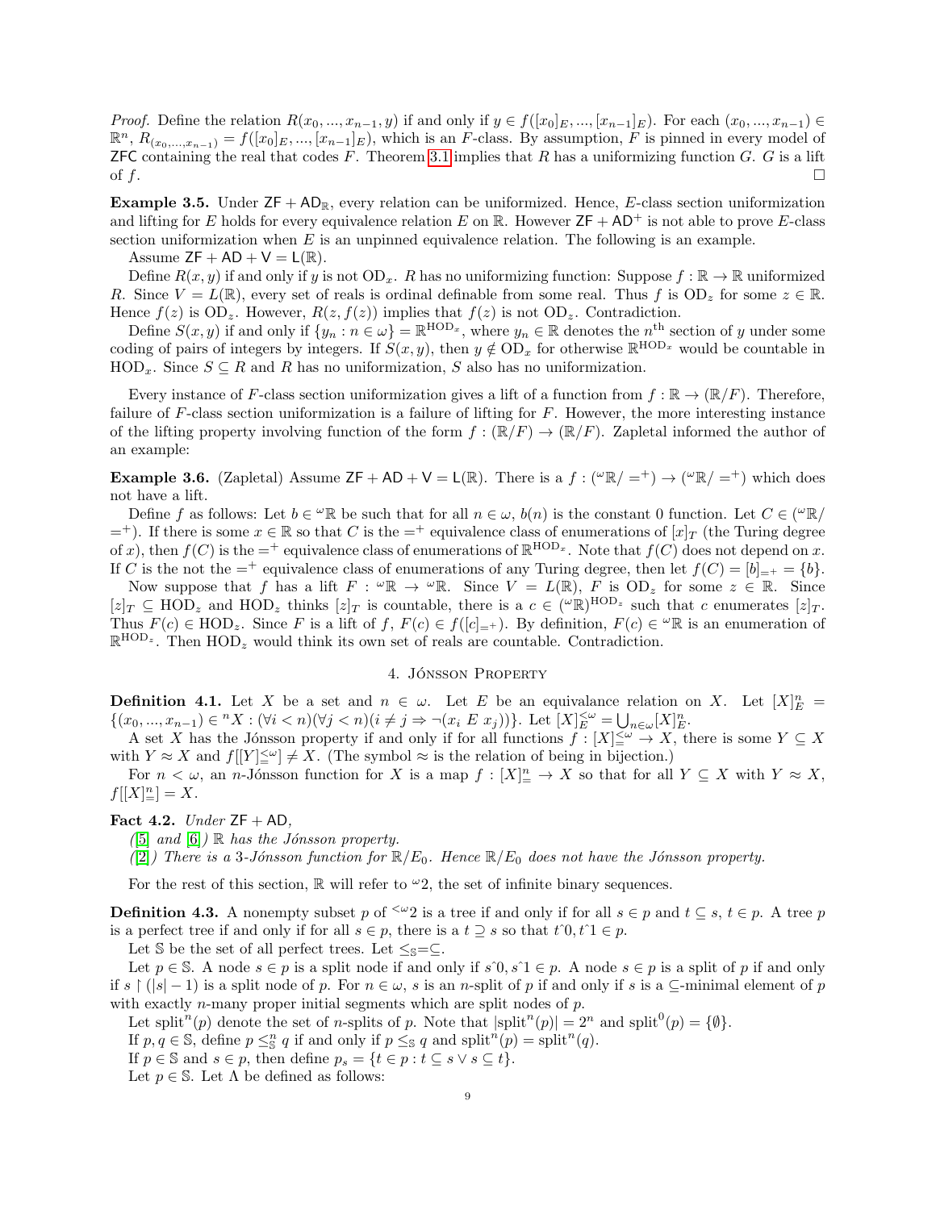*Proof.* Define the relation $R(x_0, ..., x_{n-1}, y)$ if and only if $y \in f([x_0]_E, ..., [x_{n-1}]_E)$. For each $(x_0, ..., x_{n-1}) \in \mathbb{R}^n$, $R_{(x_0,...,x_{n-1})} = f([x_0]_E, ..., [x_{n-1}]_E)$, which is an $F$-class. By assumption, $F$ is pinned in every model of ZFC containing the real that codes $F$. Theorem 3.1 implies that $R$ has a uniformizing function $G$. $G$ is a lift of $f$. □

**Example 3.5.** Under $\mathsf{ZF} + \mathsf{AD}_\mathbb{R}$, every relation can be uniformized. Hence, $E$-class section uniformization and lifting for $E$ holds for every equivalence relation $E$ on $\mathbb{R}$. However $\mathsf{ZF} + \mathsf{AD}^+$ is not able to prove $E$-class section uniformization when $E$ is an unpinned equivalence relation. The following is an example.

Assume $\mathsf{ZF} + \mathsf{AD} + \mathsf{V} = \mathsf{L}(\mathbb{R})$.

Define $R(x, y)$ if and only if $y$ is not $\mathrm{OD}_x$. $R$ has no uniformizing function: Suppose $f : \mathbb{R} \to \mathbb{R}$ uniformized $R$. Since $V = L(\mathbb{R})$, every set of reals is ordinal definable from some real. Thus $f$ is $\mathrm{OD}_z$ for some $z \in \mathbb{R}$. Hence $f(z)$ is $\mathrm{OD}_z$. However, $R(z, f(z))$ implies that $f(z)$ is not $\mathrm{OD}_z$. Contradiction.

Define $S(x, y)$ if and only if $\{y_n : n \in \omega\} = \mathbb{R}^{\mathrm{HOD}_x}$, where $y_n \in \mathbb{R}$ denotes the $n^{\text{th}}$ section of $y$ under some coding of pairs of integers by integers. If $S(x, y)$, then $y \notin \mathrm{OD}_x$ for otherwise $\mathbb{R}^{\mathrm{HOD}_x}$ would be countable in $\mathrm{HOD}_x$. Since $S \subseteq R$ and $R$ has no uniformization, $S$ also has no uniformization.

Every instance of $F$-class section uniformization gives a lift of a function from $f : \mathbb{R} \to (\mathbb{R}/F)$. Therefore, failure of $F$-class section uniformization is a failure of lifting for $F$. However, the more interesting instance of the lifting property involving function of the form $f : (\mathbb{R}/F) \to (\mathbb{R}/F)$. Zapletal informed the author of an example:

**Example 3.6.** (Zapletal) Assume $\mathsf{ZF} + \mathsf{AD} + \mathsf{V} = \mathsf{L}(\mathbb{R})$. There is a $f : ({}^\omega\mathbb{R}/ =^+) \to ({}^\omega\mathbb{R}/ =^+)$ which does not have a lift.

Define $f$ as follows: Let $b \in {}^\omega\mathbb{R}$ be such that for all $n \in \omega$, $b(n)$ is the constant 0 function. Let $C \in ({}^\omega\mathbb{R}/ =^+)$. If there is some $x \in \mathbb{R}$ so that $C$ is the $=^+$ equivalence class of enumerations of $[x]_T$ (the Turing degree of $x$), then $f(C)$ is the $=^+$ equivalence class of enumerations of $\mathbb{R}^{\mathrm{HOD}_x}$. Note that $f(C)$ does not depend on $x$. If $C$ is the not the $=^+$ equivalence class of enumerations of any Turing degree, then let $f(C) = [b]_{=^+} = \{b\}$.

Now suppose that $f$ has a lift $F : {}^\omega\mathbb{R} \to {}^\omega\mathbb{R}$. Since $V = L(\mathbb{R})$, $F$ is $\mathrm{OD}_z$ for some $z \in \mathbb{R}$. Since $[z]_T \subseteq \mathrm{HOD}_z$ and $\mathrm{HOD}_z$ thinks $[z]_T$ is countable, there is a $c \in ({}^\omega\mathbb{R})^{\mathrm{HOD}_z}$ such that $c$ enumerates $[z]_T$. Thus $F(c) \in \mathrm{HOD}_z$. Since $F$ is a lift of $f$, $F(c) \in f([c]_{=^+})$. By definition, $F(c) \in {}^\omega\mathbb{R}$ is an enumeration of $\mathbb{R}^{\mathrm{HOD}_z}$. Then $\mathrm{HOD}_z$ would think its own set of reals are countable. Contradiction.

## 4. Jónsson Property

**Definition 4.1.** Let $X$ be a set and $n \in \omega$. Let $E$ be an equivalance relation on $X$. Let $[X]^n_E = \{(x_0, ..., x_{n-1}) \in {}^nX : (\forall i < n)(\forall j < n)(i \neq j \Rightarrow \neg(x_i \; E \; x_j))\}$. Let $[X]^{<\omega}_E = \bigcup_{n\in\omega} [X]^n_E$.

A set $X$ has the Jónsson property if and only if for all functions $f : [X]^{<\omega}_= \to X$, there is some $Y \subseteq X$ with $Y \approx X$ and $f[[Y]^{<\omega}_=] \neq X$. (The symbol $\approx$ is the relation of being in bijection.)

For $n < \omega$, an $n$-Jónsson function for $X$ is a map $f : [X]^n_= \to X$ so that for all $Y \subseteq X$ with $Y \approx X$, $f[[X]^n_=] = X$.

**Fact 4.2.** *Under* $\mathsf{ZF} + \mathsf{AD}$*,*

*([5] and [6]) $\mathbb{R}$ has the Jónsson property.*

*([2]) There is a 3-Jónsson function for $\mathbb{R}/E_0$. Hence $\mathbb{R}/E_0$ does not have the Jónsson property.*

For the rest of this section, $\mathbb{R}$ will refer to ${}^\omega 2$, the set of infinite binary sequences.

**Definition 4.3.** A nonempty subset $p$ of ${}^{<\omega}2$ is a tree if and only if for all $s \in p$ and $t \subseteq s$, $t \in p$. A tree $p$ is a perfect tree if and only if for all $s \in p$, there is a $t \supseteq s$ so that $t\hat{\ }0, t\hat{\ }1 \in p$.

Let $\mathbb{S}$ be the set of all perfect trees. Let $\leq_\mathbb{S} = \subseteq$.

Let $p \in \mathbb{S}$. A node $s \in p$ is a split node if and only if $s\hat{\ }0, s\hat{\ }1 \in p$. A node $s \in p$ is a split of $p$ if and only if $s \upharpoonright (|s| - 1)$ is a split node of $p$. For $n \in \omega$, $s$ is an $n$-split of $p$ if and only if $s$ is a $\subseteq$-minimal element of $p$ with exactly $n$-many proper initial segments which are split nodes of $p$.

Let $\mathrm{split}^n(p)$ denote the set of $n$-splits of $p$. Note that $|\mathrm{split}^n(p)| = 2^n$ and $\mathrm{split}^0(p) = \{\emptyset\}$.

If $p, q \in \mathbb{S}$, define $p \leq^n_\mathbb{S} q$ if and only if $p \leq_\mathbb{S} q$ and $\mathrm{split}^n(p) = \mathrm{split}^n(q)$.

If $p \in \mathbb{S}$ and $s \in p$, then define $p_s = \{t \in p : t \subseteq s \vee s \subseteq t\}$.

Let $p \in \mathbb{S}$. Let $\Lambda$ be defined as follows: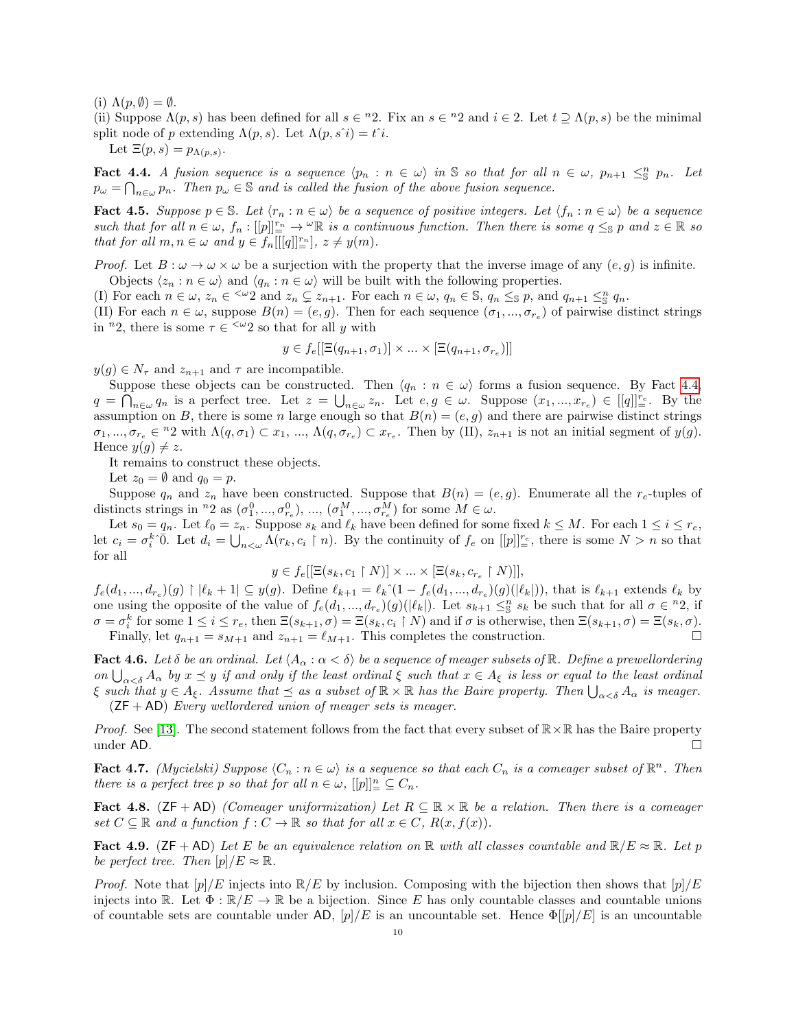(i) $\Lambda(p, \emptyset) = \emptyset$.

(ii) Suppose $\Lambda(p, s)$ has been defined for all $s \in {}^n 2$. Fix an $s \in {}^n 2$ and $i \in 2$. Let $t \supseteq \Lambda(p, s)$ be the minimal split node of $p$ extending $\Lambda(p, s)$. Let $\Lambda(p, s\hat{\ }i) = t\hat{\ }i$.

Let $\Xi(p, s) = p_{\Lambda(p,s)}$.

**Fact 4.4.** *A fusion sequence is a sequence $\langle p_n : n \in \omega\rangle$ in $\mathbb{S}$ so that for all $n \in \omega$, $p_{n+1} \leq_{\mathbb{S}}^n p_n$. Let $p_\omega = \bigcap_{n\in\omega} p_n$. Then $p_\omega \in \mathbb{S}$ and is called the fusion of the above fusion sequence.*

**Fact 4.5.** *Suppose $p \in \mathbb{S}$. Let $\langle r_n : n \in \omega\rangle$ be a sequence of positive integers. Let $\langle f_n : n \in \omega\rangle$ be a sequence such that for all $n \in \omega$, $f_n : [[p]]_{=}^{r_n} \to {}^\omega\mathbb{R}$ is a continuous function. Then there is some $q \leq_{\mathbb{S}} p$ and $z \in \mathbb{R}$ so that for all $m, n \in \omega$ and $y \in f_n[[[q]]_{=}^{r_n}]$, $z \neq y(m)$.*

*Proof.* Let $B : \omega \to \omega \times \omega$ be a surjection with the property that the inverse image of any $(e, g)$ is infinite.

Objects $\langle z_n : n \in \omega\rangle$ and $\langle q_n : n \in \omega\rangle$ will be built with the following properties.

(I) For each $n \in \omega$, $z_n \in {}^{<\omega}2$ and $z_n \subsetneq z_{n+1}$. For each $n \in \omega$, $q_n \in \mathbb{S}$, $q_n \leq_{\mathbb{S}} p$, and $q_{n+1} \leq_{\mathbb{S}}^n q_n$.

(II) For each $n \in \omega$, suppose $B(n) = (e, g)$. Then for each sequence $(\sigma_1, ..., \sigma_{r_e})$ of pairwise distinct strings in ${}^n 2$, there is some $\tau \in {}^{<\omega}2$ so that for all $y$ with

$$y \in f_e[[\Xi(q_{n+1}, \sigma_1)] \times ... \times [\Xi(q_{n+1}, \sigma_{r_e})]]$$

$y(g) \in N_\tau$ and $z_{n+1}$ and $\tau$ are incompatible.

Suppose these objects can be constructed. Then $\langle q_n : n \in \omega\rangle$ forms a fusion sequence. By Fact 4.4, $q = \bigcap_{n\in\omega} q_n$ is a perfect tree. Let $z = \bigcup_{n\in\omega} z_n$. Let $e, g \in \omega$. Suppose $(x_1, ..., x_{r_e}) \in [[q]]_{=}^{r_e}$. By the assumption on $B$, there is some $n$ large enough so that $B(n) = (e, g)$ and there are pairwise distinct strings $\sigma_1, ..., \sigma_{r_e} \in {}^n 2$ with $\Lambda(q, \sigma_1) \subset x_1$, ..., $\Lambda(q, \sigma_{r_e}) \subset x_{r_e}$. Then by (II), $z_{n+1}$ is not an initial segment of $y(g)$. Hence $y(g) \neq z$.

It remains to construct these objects.

Let $z_0 = \emptyset$ and $q_0 = p$.

Suppose $q_n$ and $z_n$ have been constructed. Suppose that $B(n) = (e, g)$. Enumerate all the $r_e$-tuples of distincts strings in ${}^n 2$ as $(\sigma_1^0, ..., \sigma_{r_e}^0)$, ..., $(\sigma_1^M, ..., \sigma_{r_e}^M)$ for some $M \in \omega$.

Let $s_0 = q_n$. Let $\ell_0 = z_n$. Suppose $s_k$ and $\ell_k$ have been defined for some fixed $k \leq M$. For each $1 \leq i \leq r_e$, let $c_i = \sigma_i^k\hat{\ }0$. Let $d_i = \bigcup_{n<\omega} \Lambda(r_k, c_i \restriction n)$. By the continuity of $f_e$ on $[[p]]_{=}^{r_e}$, there is some $N > n$ so that for all

$$y \in f_e[[\Xi(s_k, c_1 \restriction N)] \times ... \times [\Xi(s_k, c_{r_e} \restriction N)]],$$

$f_e(d_1, ..., d_{r_e})(g) \restriction |\ell_k + 1| \subseteq y(g)$. Define $\ell_{k+1} = \ell_k\hat{\ }(1 - f_e(d_1, ..., d_{r_e})(g)(|\ell_k|))$, that is $\ell_{k+1}$ extends $\ell_k$ by one using the opposite of the value of $f_e(d_1, ..., d_{r_e})(g)(|\ell_k|)$. Let $s_{k+1} \leq_{\mathbb{S}}^n s_k$ be such that for all $\sigma \in {}^n 2$, if $\sigma = \sigma_i^k$ for some $1 \leq i \leq r_e$, then $\Xi(s_{k+1}, \sigma) = \Xi(s_k, c_i \restriction N)$ and if $\sigma$ is otherwise, then $\Xi(s_{k+1}, \sigma) = \Xi(s_k, \sigma)$.

Finally, let $q_{n+1} = s_{M+1}$ and $z_{n+1} = \ell_{M+1}$. This completes the construction. $\square$

**Fact 4.6.** *Let $\delta$ be an ordinal. Let $\langle A_\alpha : \alpha < \delta\rangle$ be a sequence of meager subsets of $\mathbb{R}$. Define a prewellordering on $\bigcup_{\alpha<\delta} A_\alpha$ by $x \preceq y$ if and only if the least ordinal $\xi$ such that $x \in A_\xi$ is less or equal to the least ordinal $\xi$ such that $y \in A_\xi$. Assume that $\preceq$ as a subset of $\mathbb{R} \times \mathbb{R}$ has the Baire property. Then $\bigcup_{\alpha<\delta} A_\alpha$ is meager.*

($\mathsf{ZF} + \mathsf{AD}$) *Every wellordered union of meager sets is meager.*

*Proof.* See [13]. The second statement follows from the fact that every subset of $\mathbb{R}\times\mathbb{R}$ has the Baire property under $\mathsf{AD}$. $\square$

**Fact 4.7.** *(Mycielski) Suppose $\langle C_n : n \in \omega\rangle$ is a sequence so that each $C_n$ is a comeager subset of $\mathbb{R}^n$. Then there is a perfect tree $p$ so that for all $n \in \omega$, $[[p]]_{=}^n \subseteq C_n$.*

**Fact 4.8.** ($\mathsf{ZF} + \mathsf{AD}$) *(Comeager uniformization) Let $R \subseteq \mathbb{R} \times \mathbb{R}$ be a relation. Then there is a comeager set $C \subseteq \mathbb{R}$ and a function $f : C \to \mathbb{R}$ so that for all $x \in C$, $R(x, f(x))$.*

**Fact 4.9.** ($\mathsf{ZF} + \mathsf{AD}$) *Let $E$ be an equivalence relation on $\mathbb{R}$ with all classes countable and $\mathbb{R}/E \approx \mathbb{R}$. Let $p$ be perfect tree. Then $[p]/E \approx \mathbb{R}$.*

*Proof.* Note that $[p]/E$ injects into $\mathbb{R}/E$ by inclusion. Composing with the bijection then shows that $[p]/E$ injects into $\mathbb{R}$. Let $\Phi : \mathbb{R}/E \to \mathbb{R}$ be a bijection. Since $E$ has only countable classes and countable unions of countable sets are countable under $\mathsf{AD}$, $[p]/E$ is an uncountable set. Hence $\Phi[[p]/E]$ is an uncountable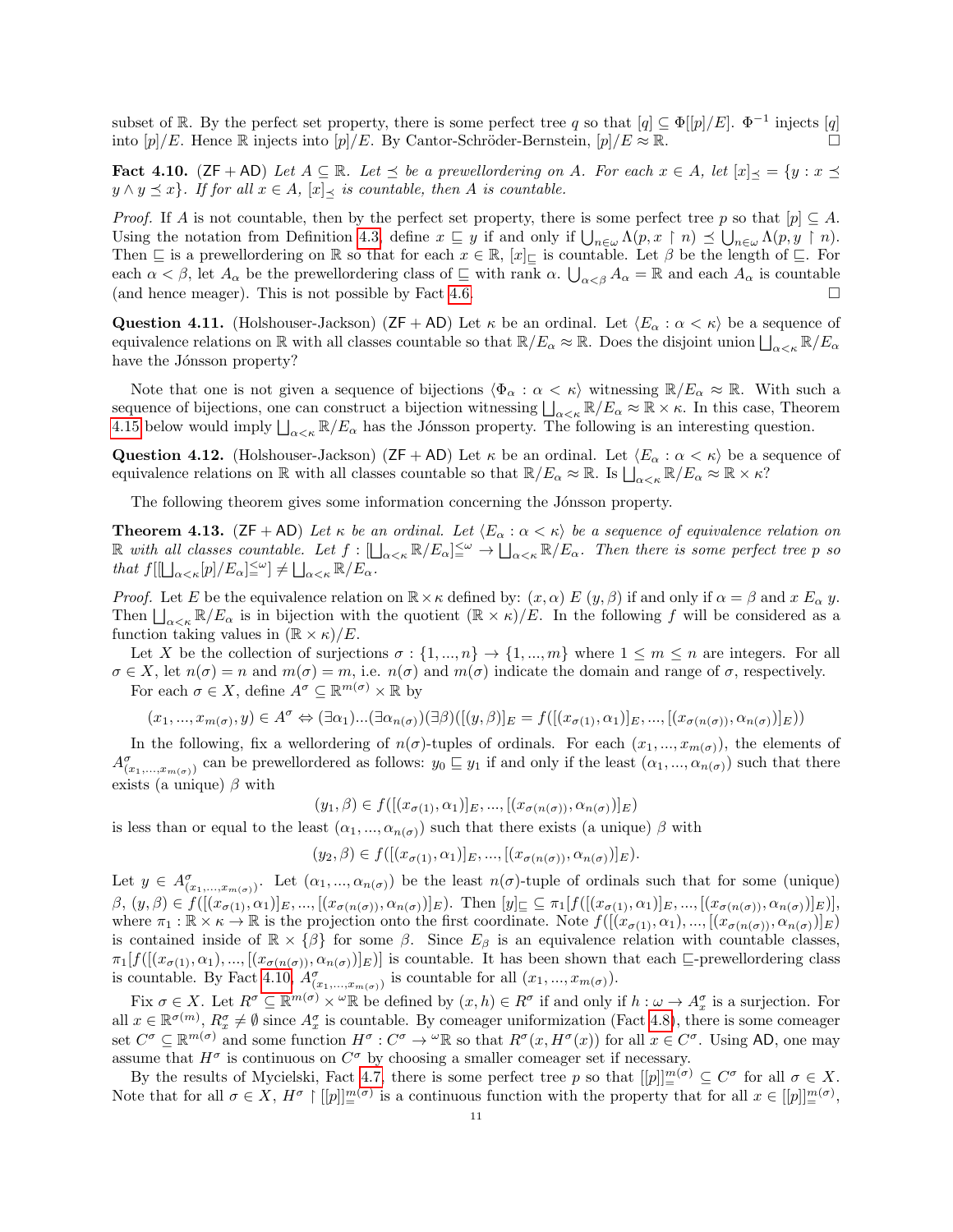subset of $\mathbb{R}$. By the perfect set property, there is some perfect tree $q$ so that $[q] \subseteq \Phi[[p]/E]$. $\Phi^{-1}$ injects $[q]$ into $[p]/E$. Hence $\mathbb{R}$ injects into $[p]/E$. By Cantor-Schröder-Bernstein, $[p]/E \approx \mathbb{R}$. $\square$

**Fact 4.10.** $(\mathsf{ZF} + \mathsf{AD})$ *Let $A \subseteq \mathbb{R}$. Let $\preceq$ be a prewellordering on $A$. For each $x \in A$, let $[x]_\preceq = \{y : x \preceq y \wedge y \preceq x\}$. If for all $x \in A$, $[x]_\preceq$ is countable, then $A$ is countable.*

*Proof.* If $A$ is not countable, then by the perfect set property, there is some perfect tree $p$ so that $[p] \subseteq A$. Using the notation from Definition 4.3, define $x \sqsubseteq y$ if and only if $\bigcup_{n\in\omega} \Lambda(p, x \upharpoonright n) \preceq \bigcup_{n\in\omega} \Lambda(p, y \upharpoonright n)$. Then $\sqsubseteq$ is a prewellordering on $\mathbb{R}$ so that for each $x \in \mathbb{R}$, $[x]_\sqsubseteq$ is countable. Let $\beta$ be the length of $\sqsubseteq$. For each $\alpha < \beta$, let $A_\alpha$ be the prewellordering class of $\sqsubseteq$ with rank $\alpha$. $\bigcup_{\alpha<\beta} A_\alpha = \mathbb{R}$ and each $A_\alpha$ is countable (and hence meager). This is not possible by Fact 4.6. $\square$

**Question 4.11.** (Holshouser-Jackson) $(\mathsf{ZF} + \mathsf{AD})$ Let $\kappa$ be an ordinal. Let $\langle E_\alpha : \alpha < \kappa\rangle$ be a sequence of equivalence relations on $\mathbb{R}$ with all classes countable so that $\mathbb{R}/E_\alpha \approx \mathbb{R}$. Does the disjoint union $\bigsqcup_{\alpha<\kappa} \mathbb{R}/E_\alpha$ have the Jónsson property?

Note that one is not given a sequence of bijections $\langle \Phi_\alpha : \alpha < \kappa\rangle$ witnessing $\mathbb{R}/E_\alpha \approx \mathbb{R}$. With such a sequence of bijections, one can construct a bijection witnessing $\bigsqcup_{\alpha<\kappa} \mathbb{R}/E_\alpha \approx \mathbb{R} \times \kappa$. In this case, Theorem 4.15 below would imply $\bigsqcup_{\alpha<\kappa} \mathbb{R}/E_\alpha$ has the Jónsson property. The following is an interesting question.

**Question 4.12.** (Holshouser-Jackson) $(\mathsf{ZF} + \mathsf{AD})$ Let $\kappa$ be an ordinal. Let $\langle E_\alpha : \alpha < \kappa\rangle$ be a sequence of equivalence relations on $\mathbb{R}$ with all classes countable so that $\mathbb{R}/E_\alpha \approx \mathbb{R}$. Is $\bigsqcup_{\alpha<\kappa} \mathbb{R}/E_\alpha \approx \mathbb{R} \times \kappa$?

The following theorem gives some information concerning the Jónsson property.

**Theorem 4.13.** $(\mathsf{ZF} + \mathsf{AD})$ *Let $\kappa$ be an ordinal. Let $\langle E_\alpha : \alpha < \kappa\rangle$ be a sequence of equivalence relation on $\mathbb{R}$ with all classes countable. Let $f : [\bigsqcup_{\alpha<\kappa} \mathbb{R}/E_\alpha]^{<\omega}_= \to \bigsqcup_{\alpha<\kappa} \mathbb{R}/E_\alpha$. Then there is some perfect tree $p$ so that $f[[\bigsqcup_{\alpha<\kappa}[p]/E_\alpha]^{<\omega}_=] \neq \bigsqcup_{\alpha<\kappa} \mathbb{R}/E_\alpha$.*

*Proof.* Let $E$ be the equivalence relation on $\mathbb{R} \times \kappa$ defined by: $(x, \alpha)\ E\ (y, \beta)$ if and only if $\alpha = \beta$ and $x\ E_\alpha\ y$. Then $\bigsqcup_{\alpha<\kappa} \mathbb{R}/E_\alpha$ is in bijection with the quotient $(\mathbb{R} \times \kappa)/E$. In the following $f$ will be considered as a function taking values in $(\mathbb{R} \times \kappa)/E$.

Let $X$ be the collection of surjections $\sigma : \{1, ..., n\} \to \{1, ..., m\}$ where $1 \leq m \leq n$ are integers. For all $\sigma \in X$, let $n(\sigma) = n$ and $m(\sigma) = m$, i.e. $n(\sigma)$ and $m(\sigma)$ indicate the domain and range of $\sigma$, respectively.

For each $\sigma \in X$, define $A^\sigma \subseteq \mathbb{R}^{m(\sigma)} \times \mathbb{R}$ by

$$(x_1, ..., x_{m(\sigma)}, y) \in A^\sigma \Leftrightarrow (\exists \alpha_1)...(\exists \alpha_{n(\sigma)})(\exists \beta)([(y, \beta)]_E = f([(x_{\sigma(1)}, \alpha_1)]_E, ..., [(x_{\sigma(n(\sigma))}, \alpha_{n(\sigma)})]_E))$$

In the following, fix a wellordering of $n(\sigma)$-tuples of ordinals. For each $(x_1, ..., x_{m(\sigma)})$, the elements of $A^\sigma_{(x_1,...,x_{m(\sigma)})}$ can be prewellordered as follows: $y_0 \sqsubseteq y_1$ if and only if the least $(\alpha_1, ..., \alpha_{n(\sigma)})$ such that there exists (a unique) $\beta$ with

$$(y_1, \beta) \in f([(x_{\sigma(1)}, \alpha_1)]_E, ..., [(x_{\sigma(n(\sigma))}, \alpha_{n(\sigma)})]_E)$$

is less than or equal to the least $(\alpha_1, ..., \alpha_{n(\sigma)})$ such that there exists (a unique) $\beta$ with

$$(y_2, \beta) \in f([(x_{\sigma(1)}, \alpha_1)]_E, ..., [(x_{\sigma(n(\sigma))}, \alpha_{n(\sigma)})]_E).$$

Let $y \in A^\sigma_{(x_1,...,x_{m(\sigma)})}$. Let $(\alpha_1, ..., \alpha_{n(\sigma)})$ be the least $n(\sigma)$-tuple of ordinals such that for some (unique) $\beta$, $(y, \beta) \in f([(x_{\sigma(1)}, \alpha_1)]_E, ..., [(x_{\sigma(n(\sigma))}, \alpha_{n(\sigma)})]_E)$. Then $[y]_\sqsubseteq \subseteq \pi_1[f([(x_{\sigma(1)}, \alpha_1)]_E, ..., [(x_{\sigma(n(\sigma))}, \alpha_{n(\sigma)})]_E)]$, where $\pi_1 : \mathbb{R} \times \kappa \to \mathbb{R}$ is the projection onto the first coordinate. Note $f([(x_{\sigma(1)}, \alpha_1), ..., [(x_{\sigma(n(\sigma))}, \alpha_{n(\sigma)})]_E)$ is contained inside of $\mathbb{R} \times \{\beta\}$ for some $\beta$. Since $E_\beta$ is an equivalence relation with countable classes, $\pi_1[f([(x_{\sigma(1)}, \alpha_1), ..., [(x_{\sigma(n(\sigma))}, \alpha_{n(\sigma)})]_E)]$ is countable. It has been shown that each $\sqsubseteq$-prewellordering class is countable. By Fact 4.10, $A^\sigma_{(x_1,...,x_{m(\sigma)})}$ is countable for all $(x_1, ..., x_{m(\sigma)})$.

Fix $\sigma \in X$. Let $R^\sigma \subseteq \mathbb{R}^{m(\sigma)} \times {}^\omega\mathbb{R}$ be defined by $(x, h) \in R^\sigma$ if and only if $h : \omega \to A^\sigma_x$ is a surjection. For all $x \in \mathbb{R}^{\sigma(m)}$, $R^\sigma_x \neq \emptyset$ since $A^\sigma_x$ is countable. By comeager uniformization (Fact 4.8), there is some comeager set $C^\sigma \subseteq \mathbb{R}^{m(\sigma)}$ and some function $H^\sigma : C^\sigma \to {}^\omega\mathbb{R}$ so that $R^\sigma(x, H^\sigma(x))$ for all $x \in C^\sigma$. Using $\mathsf{AD}$, one may assume that $H^\sigma$ is continuous on $C^\sigma$ by choosing a smaller comeager set if necessary.

By the results of Mycielski, Fact 4.7, there is some perfect tree $p$ so that $[[p]]^{m(\sigma)}_= \subseteq C^\sigma$ for all $\sigma \in X$. Note that for all $\sigma \in X$, $H^\sigma \upharpoonright [[p]]^{m(\sigma)}_=$ is a continuous function with the property that for all $x \in [[p]]^{m(\sigma)}_=$,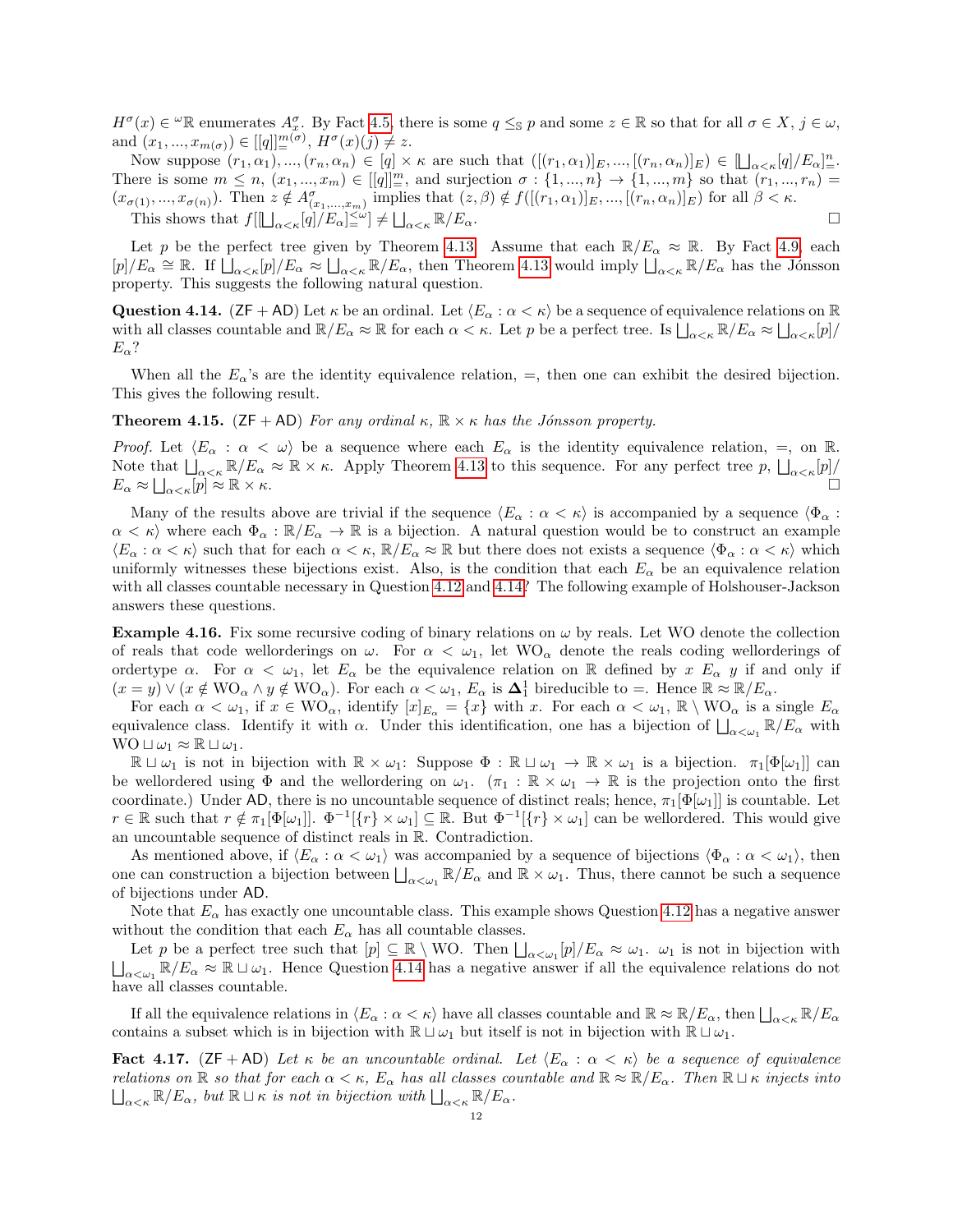$H^\sigma(x) \in {}^\omega\mathbb{R}$ enumerates $A^\sigma_x$. By Fact 4.5, there is some $q \leq_{\mathbb{S}} p$ and some $z \in \mathbb{R}$ so that for all $\sigma \in X$, $j \in \omega$, and $(x_1, ..., x_{m(\sigma)}) \in [[q]]^{m(\sigma)}_=$, $H^\sigma(x)(j) \neq z$.

Now suppose $(r_1, \alpha_1), ..., (r_n, \alpha_n) \in [q] \times \kappa$ are such that $([(r_1, \alpha_1)]_E, ..., [(r_n, \alpha_n)]_E) \in [\bigsqcup_{\alpha<\kappa}[q]/E_\alpha]^n_=$. There is some $m \leq n$, $(x_1, ..., x_m) \in [[q]]^m_=$, and surjection $\sigma : \{1, ..., n\} \to \{1, ..., m\}$ so that $(r_1, ..., r_n) = (x_{\sigma(1)}, ..., x_{\sigma(n)})$. Then $z \notin A^\sigma_{(x_1,...,x_m)}$ implies that $(z, \beta) \notin f([(r_1, \alpha_1)]_E, ..., [(r_n, \alpha_n)]_E)$ for all $\beta < \kappa$.

This shows that $f[[\bigsqcup_{\alpha<\kappa}[q]/E_\alpha]^{<\omega}_=] \neq \bigsqcup_{\alpha<\kappa}\mathbb{R}/E_\alpha$. □

Let $p$ be the perfect tree given by Theorem 4.13. Assume that each $\mathbb{R}/E_\alpha \approx \mathbb{R}$. By Fact 4.9, each $[p]/E_\alpha \cong \mathbb{R}$. If $\bigsqcup_{\alpha<\kappa}[p]/E_\alpha \approx \bigsqcup_{\alpha<\kappa}\mathbb{R}/E_\alpha$, then Theorem 4.13 would imply $\bigsqcup_{\alpha<\kappa}\mathbb{R}/E_\alpha$ has the Jónsson property. This suggests the following natural question.

**Question 4.14.** (ZF + AD) Let $\kappa$ be an ordinal. Let $\langle E_\alpha : \alpha < \kappa\rangle$ be a sequence of equivalence relations on $\mathbb{R}$ with all classes countable and $\mathbb{R}/E_\alpha \approx \mathbb{R}$ for each $\alpha < \kappa$. Let $p$ be a perfect tree. Is $\bigsqcup_{\alpha<\kappa}\mathbb{R}/E_\alpha \approx \bigsqcup_{\alpha<\kappa}[p]/E_\alpha$?

When all the $E_\alpha$'s are the identity equivalence relation, $=$, then one can exhibit the desired bijection. This gives the following result.

**Theorem 4.15.** (ZF + AD) *For any ordinal $\kappa$, $\mathbb{R} \times \kappa$ has the Jónsson property.*

*Proof.* Let $\langle E_\alpha : \alpha < \omega\rangle$ be a sequence where each $E_\alpha$ is the identity equivalence relation, $=$, on $\mathbb{R}$. Note that $\bigsqcup_{\alpha<\kappa}\mathbb{R}/E_\alpha \approx \mathbb{R} \times \kappa$. Apply Theorem 4.13 to this sequence. For any perfect tree $p$, $\bigsqcup_{\alpha<\kappa}[p]/E_\alpha \approx \bigsqcup_{\alpha<\kappa}[p] \approx \mathbb{R} \times \kappa$. □

Many of the results above are trivial if the sequence $\langle E_\alpha : \alpha < \kappa\rangle$ is accompanied by a sequence $\langle \Phi_\alpha : \alpha < \kappa\rangle$ where each $\Phi_\alpha : \mathbb{R}/E_\alpha \to \mathbb{R}$ is a bijection. A natural question would be to construct an example $\langle E_\alpha : \alpha < \kappa\rangle$ such that for each $\alpha < \kappa$, $\mathbb{R}/E_\alpha \approx \mathbb{R}$ but there does not exists a sequence $\langle \Phi_\alpha : \alpha < \kappa\rangle$ which uniformly witnesses these bijections exist. Also, is the condition that each $E_\alpha$ be an equivalence relation with all classes countable necessary in Question 4.12 and 4.14? The following example of Holshouser-Jackson answers these questions.

**Example 4.16.** Fix some recursive coding of binary relations on $\omega$ by reals. Let WO denote the collection of reals that code wellorderings on $\omega$. For $\alpha < \omega_1$, let $\mathrm{WO}_\alpha$ denote the reals coding wellorderings of ordertype $\alpha$. For $\alpha < \omega_1$, let $E_\alpha$ be the equivalence relation on $\mathbb{R}$ defined by $x\ E_\alpha\ y$ if and only if $(x = y) \vee (x \notin \mathrm{WO}_\alpha \wedge y \notin \mathrm{WO}_\alpha)$. For each $\alpha < \omega_1$, $E_\alpha$ is $\mathbf{\Delta}^1_1$ bireducible to $=$. Hence $\mathbb{R} \approx \mathbb{R}/E_\alpha$.

For each $\alpha < \omega_1$, if $x \in \mathrm{WO}_\alpha$, identify $[x]_{E_\alpha} = \{x\}$ with $x$. For each $\alpha < \omega_1$, $\mathbb{R} \setminus \mathrm{WO}_\alpha$ is a single $E_\alpha$ equivalence class. Identify it with $\alpha$. Under this identification, one has a bijection of $\bigsqcup_{\alpha<\omega_1}\mathbb{R}/E_\alpha$ with $\mathrm{WO} \sqcup \omega_1 \approx \mathbb{R} \sqcup \omega_1$.

$\mathbb{R} \sqcup \omega_1$ is not in bijection with $\mathbb{R} \times \omega_1$: Suppose $\Phi : \mathbb{R} \sqcup \omega_1 \to \mathbb{R} \times \omega_1$ is a bijection. $\pi_1[\Phi[\omega_1]]$ can be wellordered using $\Phi$ and the wellordering on $\omega_1$. ($\pi_1 : \mathbb{R} \times \omega_1 \to \mathbb{R}$ is the projection onto the first coordinate.) Under AD, there is no uncountable sequence of distinct reals; hence, $\pi_1[\Phi[\omega_1]]$ is countable. Let $r \in \mathbb{R}$ such that $r \notin \pi_1[\Phi[\omega_1]]$. $\Phi^{-1}[\{r\} \times \omega_1] \subseteq \mathbb{R}$. But $\Phi^{-1}[\{r\} \times \omega_1]$ can be wellordered. This would give an uncountable sequence of distinct reals in $\mathbb{R}$. Contradiction.

As mentioned above, if $\langle E_\alpha : \alpha < \omega_1\rangle$ was accompanied by a sequence of bijections $\langle \Phi_\alpha : \alpha < \omega_1\rangle$, then one can construction a bijection between $\bigsqcup_{\alpha<\omega_1}\mathbb{R}/E_\alpha$ and $\mathbb{R} \times \omega_1$. Thus, there cannot be such a sequence of bijections under AD.

Note that $E_\alpha$ has exactly one uncountable class. This example shows Question 4.12 has a negative answer without the condition that each $E_\alpha$ has all countable classes.

Let $p$ be a perfect tree such that $[p] \subseteq \mathbb{R} \setminus \mathrm{WO}$. Then $\bigsqcup_{\alpha<\omega_1}[p]/E_\alpha \approx \omega_1$. $\omega_1$ is not in bijection with $\bigsqcup_{\alpha<\omega_1}\mathbb{R}/E_\alpha \approx \mathbb{R} \sqcup \omega_1$. Hence Question 4.14 has a negative answer if all the equivalence relations do not have all classes countable.

If all the equivalence relations in $\langle E_\alpha : \alpha < \kappa\rangle$ have all classes countable and $\mathbb{R} \approx \mathbb{R}/E_\alpha$, then $\bigsqcup_{\alpha<\kappa}\mathbb{R}/E_\alpha$ contains a subset which is in bijection with $\mathbb{R} \sqcup \omega_1$ but itself is not in bijection with $\mathbb{R} \sqcup \omega_1$.

**Fact 4.17.** (ZF + AD) *Let $\kappa$ be an uncountable ordinal. Let $\langle E_\alpha : \alpha < \kappa\rangle$ be a sequence of equivalence relations on $\mathbb{R}$ so that for each $\alpha < \kappa$, $E_\alpha$ has all classes countable and $\mathbb{R} \approx \mathbb{R}/E_\alpha$. Then $\mathbb{R} \sqcup \kappa$ injects into $\bigsqcup_{\alpha<\kappa}\mathbb{R}/E_\alpha$, but $\mathbb{R} \sqcup \kappa$ is not in bijection with $\bigsqcup_{\alpha<\kappa}\mathbb{R}/E_\alpha$.*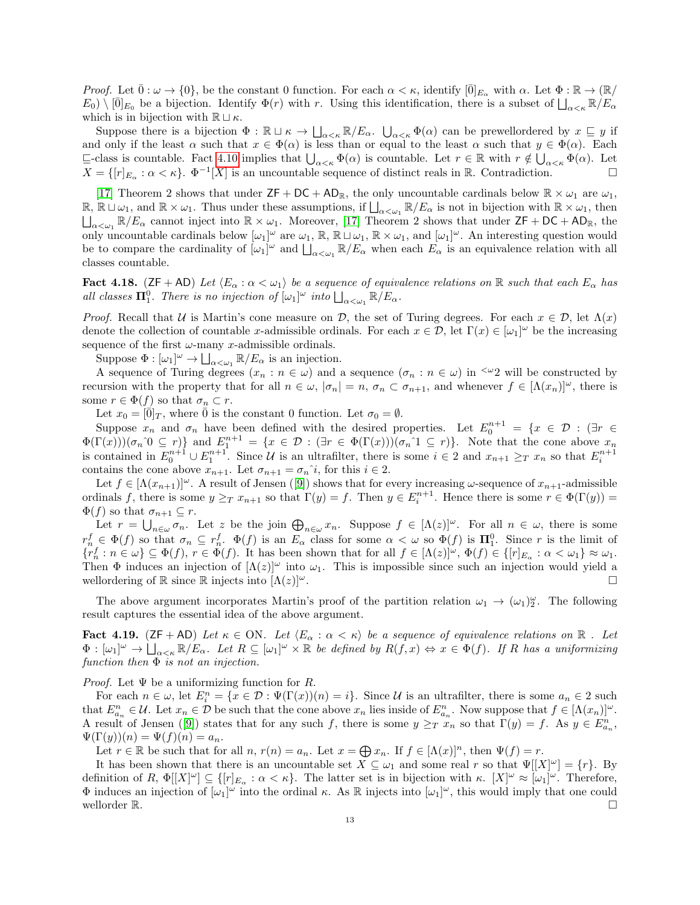*Proof.* Let $\bar{0} : \omega \to \{0\}$, be the constant 0 function. For each $\alpha < \kappa$, identify $[\bar{0}]_{E_\alpha}$ with $\alpha$. Let $\Phi : \mathbb{R} \to (\mathbb{R}/E_0) \setminus [\bar{0}]_{E_0}$ be a bijection. Identify $\Phi(r)$ with $r$. Using this identification, there is a subset of $\bigsqcup_{\alpha<\kappa} \mathbb{R}/E_\alpha$ which is in bijection with $\mathbb{R} \sqcup \kappa$.

Suppose there is a bijection $\Phi : \mathbb{R} \sqcup \kappa \to \bigsqcup_{\alpha<\kappa} \mathbb{R}/E_\alpha$. $\bigcup_{\alpha<\kappa} \Phi(\alpha)$ can be prewellordered by $x \sqsubseteq y$ if and only if the least $\alpha$ such that $x \in \Phi(\alpha)$ is less than or equal to the least $\alpha$ such that $y \in \Phi(\alpha)$. Each $\sqsubseteq$-class is countable. Fact 4.10 implies that $\bigcup_{\alpha<\kappa} \Phi(\alpha)$ is countable. Let $r \in \mathbb{R}$ with $r \notin \bigcup_{\alpha<\kappa} \Phi(\alpha)$. Let $X = \{[r]_{E_\alpha} : \alpha < \kappa\}$. $\Phi^{-1}[X]$ is an uncountable sequence of distinct reals in $\mathbb{R}$. Contradiction. $\square$

[17] Theorem 2 shows that under $\mathsf{ZF} + \mathsf{DC} + \mathsf{AD}_\mathbb{R}$, the only uncountable cardinals below $\mathbb{R} \times \omega_1$ are $\omega_1$, $\mathbb{R}$, $\mathbb{R} \sqcup \omega_1$, and $\mathbb{R} \times \omega_1$. Thus under these assumptions, if $\bigsqcup_{\alpha<\omega_1} \mathbb{R}/E_\alpha$ is not in bijection with $\mathbb{R} \times \omega_1$, then $\bigsqcup_{\alpha<\omega_1} \mathbb{R}/E_\alpha$ cannot inject into $\mathbb{R} \times \omega_1$. Moreover, [17] Theorem 2 shows that under $\mathsf{ZF} + \mathsf{DC} + \mathsf{AD}_\mathbb{R}$, the only uncountable cardinals below $[\omega_1]^\omega$ are $\omega_1$, $\mathbb{R}$, $\mathbb{R} \sqcup \omega_1$, $\mathbb{R} \times \omega_1$, and $[\omega_1]^\omega$. An interesting question would be to compare the cardinality of $[\omega_1]^\omega$ and $\bigsqcup_{\alpha<\omega_1} \mathbb{R}/E_\alpha$ when each $E_\alpha$ is an equivalence relation with all classes countable.

**Fact 4.18.** ($\mathsf{ZF} + \mathsf{AD}$) *Let $\langle E_\alpha : \alpha < \omega_1\rangle$ be a sequence of equivalence relations on $\mathbb{R}$ such that each $E_\alpha$ has all classes $\mathbf{\Pi}^0_1$. There is no injection of $[\omega_1]^\omega$ into $\bigsqcup_{\alpha<\omega_1} \mathbb{R}/E_\alpha$.*

*Proof.* Recall that $\mathcal{U}$ is Martin's cone measure on $\mathcal{D}$, the set of Turing degrees. For each $x \in \mathcal{D}$, let $\Lambda(x)$ denote the collection of countable $x$-admissible ordinals. For each $x \in \mathcal{D}$, let $\Gamma(x) \in [\omega_1]^\omega$ be the increasing sequence of the first $\omega$-many $x$-admissible ordinals.

Suppose $\Phi : [\omega_1]^\omega \to \bigsqcup_{\alpha<\omega_1} \mathbb{R}/E_\alpha$ is an injection.

A sequence of Turing degrees $(x_n : n \in \omega)$ and a sequence $(\sigma_n : n \in \omega)$ in ${}^{<\omega}2$ will be constructed by recursion with the property that for all $n \in \omega$, $|\sigma_n| = n$, $\sigma_n \subset \sigma_{n+1}$, and whenever $f \in [\Lambda(x_n)]^\omega$, there is some $r \in \Phi(f)$ so that $\sigma_n \subset r$.

Let $x_0 = [\bar{0}]_T$, where $\bar{0}$ is the constant 0 function. Let $\sigma_0 = \emptyset$.

Suppose $x_n$ and $\sigma_n$ have been defined with the desired properties. Let $E^{n+1}_0 = \{x \in \mathcal{D} : (\exists r \in \Phi(\Gamma(x)))(\sigma_n\hat{\ }0 \subseteq r)\}$ and $E^{n+1}_1 = \{x \in \mathcal{D} : (\exists r \in \Phi(\Gamma(x)))(\sigma_n\hat{\ }1 \subseteq r)\}$. Note that the cone above $x_n$ is contained in $E^{n+1}_0 \cup E^{n+1}_1$. Since $\mathcal{U}$ is an ultrafilter, there is some $i \in 2$ and $x_{n+1} \geq_T x_n$ so that $E^{n+1}_i$ contains the cone above $x_{n+1}$. Let $\sigma_{n+1} = \sigma_n\hat{\ }i$, for this $i \in 2$.

Let $f \in [\Lambda(x_{n+1})]^\omega$. A result of Jensen ([9]) shows that for every increasing $\omega$-sequence of $x_{n+1}$-admissible ordinals $f$, there is some $y \geq_T x_{n+1}$ so that $\Gamma(y) = f$. Then $y \in E^{n+1}_i$. Hence there is some $r \in \Phi(\Gamma(y)) = \Phi(f)$ so that $\sigma_{n+1} \subseteq r$.

Let $r = \bigcup_{n\in\omega} \sigma_n$. Let $z$ be the join $\bigoplus_{n\in\omega} x_n$. Suppose $f \in [\Lambda(z)]^\omega$. For all $n \in \omega$, there is some $r^f_n \in \Phi(f)$ so that $\sigma_n \subseteq r^f_n$. $\Phi(f)$ is an $E_\alpha$ class for some $\alpha < \omega$ so $\Phi(f)$ is $\mathbf{\Pi}^0_1$. Since $r$ is the limit of $\{r^f_n : n \in \omega\} \subseteq \Phi(f)$, $r \in \Phi(f)$. It has been shown that for all $f \in [\Lambda(z)]^\omega$, $\Phi(f) \in \{[r]_{E_\alpha} : \alpha < \omega_1\} \approx \omega_1$. Then $\Phi$ induces an injection of $[\Lambda(z)]^\omega$ into $\omega_1$. This is impossible since such an injection would yield a wellordering of $\mathbb{R}$ since $\mathbb{R}$ injects into $[\Lambda(z)]^\omega$. $\square$

The above argument incorporates Martin's proof of the partition relation $\omega_1 \to (\omega_1)^\omega_2$. The following result captures the essential idea of the above argument.

**Fact 4.19.** ($\mathsf{ZF} + \mathsf{AD}$) *Let $\kappa \in \mathrm{ON}$. Let $\langle E_\alpha : \alpha < \kappa\rangle$ be a sequence of equivalence relations on $\mathbb{R}$ . Let $\Phi : [\omega_1]^\omega \to \bigsqcup_{\alpha<\kappa} \mathbb{R}/E_\alpha$. Let $R \subseteq [\omega_1]^\omega \times \mathbb{R}$ be defined by $R(f, x) \Leftrightarrow x \in \Phi(f)$. If $R$ has a uniformizing function then $\Phi$ is not an injection.*

*Proof.* Let $\Psi$ be a uniformizing function for $R$.

For each $n \in \omega$, let $E^n_i = \{x \in \mathcal{D} : \Psi(\Gamma(x))(n) = i\}$. Since $\mathcal{U}$ is an ultrafilter, there is some $a_n \in 2$ such that $E^n_{a_n} \in \mathcal{U}$. Let $x_n \in \mathcal{D}$ be such that the cone above $x_n$ lies inside of $E^n_{a_n}$. Now suppose that $f \in [\Lambda(x_n)]^\omega$. A result of Jensen ([9]) states that for any such $f$, there is some $y \geq_T x_n$ so that $\Gamma(y) = f$. As $y \in E^n_{a_n}$, $\Psi(\Gamma(y))(n) = \Psi(f)(n) = a_n$.

Let $r \in \mathbb{R}$ be such that for all $n$, $r(n) = a_n$. Let $x = \bigoplus x_n$. If $f \in [\Lambda(x)]^n$, then $\Psi(f) = r$.

It has been shown that there is an uncountable set $X \subseteq \omega_1$ and some real $r$ so that $\Psi[[X]^\omega] = \{r\}$. By definition of $R$, $\Phi[[X]^\omega] \subseteq \{[r]_{E_\alpha} : \alpha < \kappa\}$. The latter set is in bijection with $\kappa$. $[X]^\omega \approx [\omega_1]^\omega$. Therefore, $\Phi$ induces an injection of $[\omega_1]^\omega$ into the ordinal $\kappa$. As $\mathbb{R}$ injects into $[\omega_1]^\omega$, this would imply that one could wellorder $\mathbb{R}$. $\square$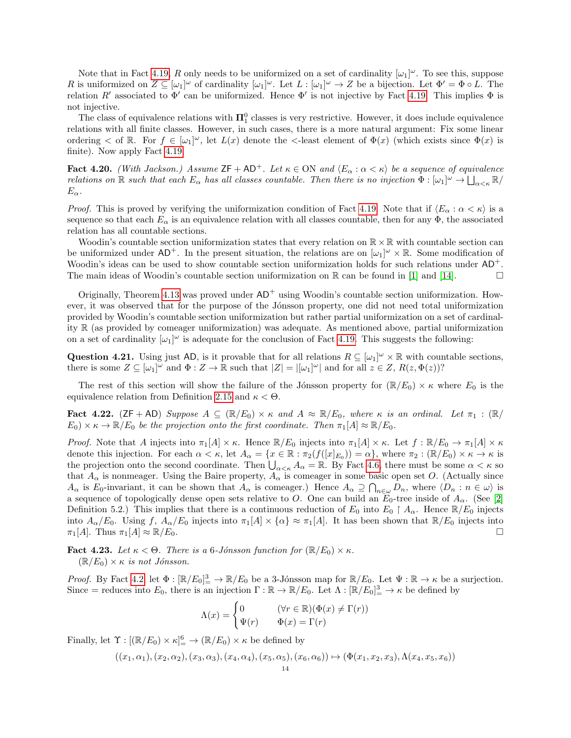Note that in Fact 4.19, $R$ only needs to be uniformized on a set of cardinality $[\omega_1]^\omega$. To see this, suppose $R$ is uniformized on $Z \subseteq [\omega_1]^\omega$ of cardinality $[\omega_1]^\omega$. Let $L : [\omega_1]^\omega \to Z$ be a bijection. Let $\Phi' = \Phi \circ L$. The relation $R'$ associated to $\Phi'$ can be uniformized. Hence $\Phi'$ is not injective by Fact 4.19. This implies $\Phi$ is not injective.

The class of equivalence relations with $\mathbf{\Pi}^0_1$ classes is very restrictive. However, it does include equivalence relations with all finite classes. However, in such cases, there is a more natural argument: Fix some linear ordering $<$ of $\mathbb{R}$. For $f \in [\omega_1]^\omega$, let $L(x)$ denote the $<$-least element of $\Phi(x)$ (which exists since $\Phi(x)$ is finite). Now apply Fact 4.19.

**Fact 4.20.** *(With Jackson.) Assume $\mathsf{ZF} + \mathsf{AD}^+$. Let $\kappa \in \mathrm{ON}$ and $\langle E_\alpha : \alpha < \kappa\rangle$ be a sequence of equivalence relations on $\mathbb{R}$ such that each $E_\alpha$ has all classes countable. Then there is no injection $\Phi : [\omega_1]^\omega \to \bigsqcup_{\alpha<\kappa} \mathbb{R}/E_\alpha$.*

*Proof.* This is proved by verifying the uniformization condition of Fact 4.19. Note that if $\langle E_\alpha : \alpha < \kappa\rangle$ is a sequence so that each $E_\alpha$ is an equivalence relation with all classes countable, then for any $\Phi$, the associated relation has all countable sections.

Woodin's countable section uniformization states that every relation on $\mathbb{R} \times \mathbb{R}$ with countable section can be uniformized under $\mathsf{AD}^+$. In the present situation, the relations are on $[\omega_1]^\omega \times \mathbb{R}$. Some modification of Woodin's ideas can be used to show countable section uniformization holds for such relations under $\mathsf{AD}^+$. The main ideas of Woodin's countable section uniformization on $\mathbb{R}$ can be found in [1] and [14]. $\square$

Originally, Theorem 4.13 was proved under $\mathsf{AD}^+$ using Woodin's countable section uniformization. However, it was observed that for the purpose of the Jónsson property, one did not need total uniformization provided by Woodin's countable section uniformization but rather partial uniformization on a set of cardinality $\mathbb{R}$ (as provided by comeager uniformization) was adequate. As mentioned above, partial uniformization on a set of cardinality $[\omega_1]^\omega$ is adequate for the conclusion of Fact 4.19. This suggests the following:

**Question 4.21.** Using just $\mathsf{AD}$, is it provable that for all relations $R \subseteq [\omega_1]^\omega \times \mathbb{R}$ with countable sections, there is some $Z \subseteq [\omega_1]^\omega$ and $\Phi : Z \to \mathbb{R}$ such that $|Z| = |[\omega_1]^\omega|$ and for all $z \in Z$, $R(z, \Phi(z))$?

The rest of this section will show the failure of the Jónsson property for $(\mathbb{R}/E_0) \times \kappa$ where $E_0$ is the equivalence relation from Definition 2.15 and $\kappa < \Theta$.

**Fact 4.22.** $(\mathsf{ZF} + \mathsf{AD})$ *Suppose $A \subseteq (\mathbb{R}/E_0) \times \kappa$ and $A \approx \mathbb{R}/E_0$, where $\kappa$ is an ordinal. Let $\pi_1 : (\mathbb{R}/E_0) \times \kappa \to \mathbb{R}/E_0$ be the projection onto the first coordinate. Then $\pi_1[A] \approx \mathbb{R}/E_0$.*

*Proof.* Note that $A$ injects into $\pi_1[A] \times \kappa$. Hence $\mathbb{R}/E_0$ injects into $\pi_1[A] \times \kappa$. Let $f : \mathbb{R}/E_0 \to \pi_1[A] \times \kappa$ denote this injection. For each $\alpha < \kappa$, let $A_\alpha = \{x \in \mathbb{R} : \pi_2(f([x]_{E_0})) = \alpha\}$, where $\pi_2 : (\mathbb{R}/E_0) \times \kappa \to \kappa$ is the projection onto the second coordinate. Then $\bigcup_{\alpha<\kappa} A_\alpha = \mathbb{R}$. By Fact 4.6, there must be some $\alpha < \kappa$ so that $A_\alpha$ is nonmeager. Using the Baire property, $A_\alpha$ is comeager in some basic open set $O$. (Actually since $A_\alpha$ is $E_0$-invariant, it can be shown that $A_\alpha$ is comeager.) Hence $A_\alpha \supseteq \bigcap_{n\in\omega} D_n$, where $\langle D_n : n \in \omega\rangle$ is a sequence of topologically dense open sets relative to $O$. One can build an $E_0$-tree inside of $A_\alpha$. (See [2] Definition 5.2.) This implies that there is a continuous reduction of $E_0$ into $E_0 \upharpoonright A_\alpha$. Hence $\mathbb{R}/E_0$ injects into $A_\alpha/E_0$. Using $f$, $A_\alpha/E_0$ injects into $\pi_1[A] \times \{\alpha\} \approx \pi_1[A]$. It has been shown that $\mathbb{R}/E_0$ injects into $\pi_1[A]$. Thus $\pi_1[A] \approx \mathbb{R}/E_0$. $\square$

**Fact 4.23.** *Let $\kappa < \Theta$. There is a 6-Jónsson function for $(\mathbb{R}/E_0) \times \kappa$.*
*$(\mathbb{R}/E_0) \times \kappa$ is not Jónsson.*

*Proof.* By Fact 4.2, let $\Phi : [\mathbb{R}/E_0]^3_= \to \mathbb{R}/E_0$ be a 3-Jónsson map for $\mathbb{R}/E_0$. Let $\Psi : \mathbb{R} \to \kappa$ be a surjection. Since $=$ reduces into $E_0$, there is an injection $\Gamma : \mathbb{R} \to \mathbb{R}/E_0$. Let $\Lambda : [\mathbb{R}/E_0]^3_= \to \kappa$ be defined by

$$\Lambda(x) = \begin{cases} 0 & (\forall r \in \mathbb{R})(\Phi(x) \neq \Gamma(r)) \\ \Psi(r) & \Phi(x) = \Gamma(r) \end{cases}$$

Finally, let $\Upsilon : [(\mathbb{R}/E_0) \times \kappa]^6_= \to (\mathbb{R}/E_0) \times \kappa$ be defined by

$$((x_1, \alpha_1), (x_2, \alpha_2), (x_3, \alpha_3), (x_4, \alpha_4), (x_5, \alpha_5), (x_6, \alpha_6)) \mapsto (\Phi(x_1, x_2, x_3), \Lambda(x_4, x_5, x_6))$$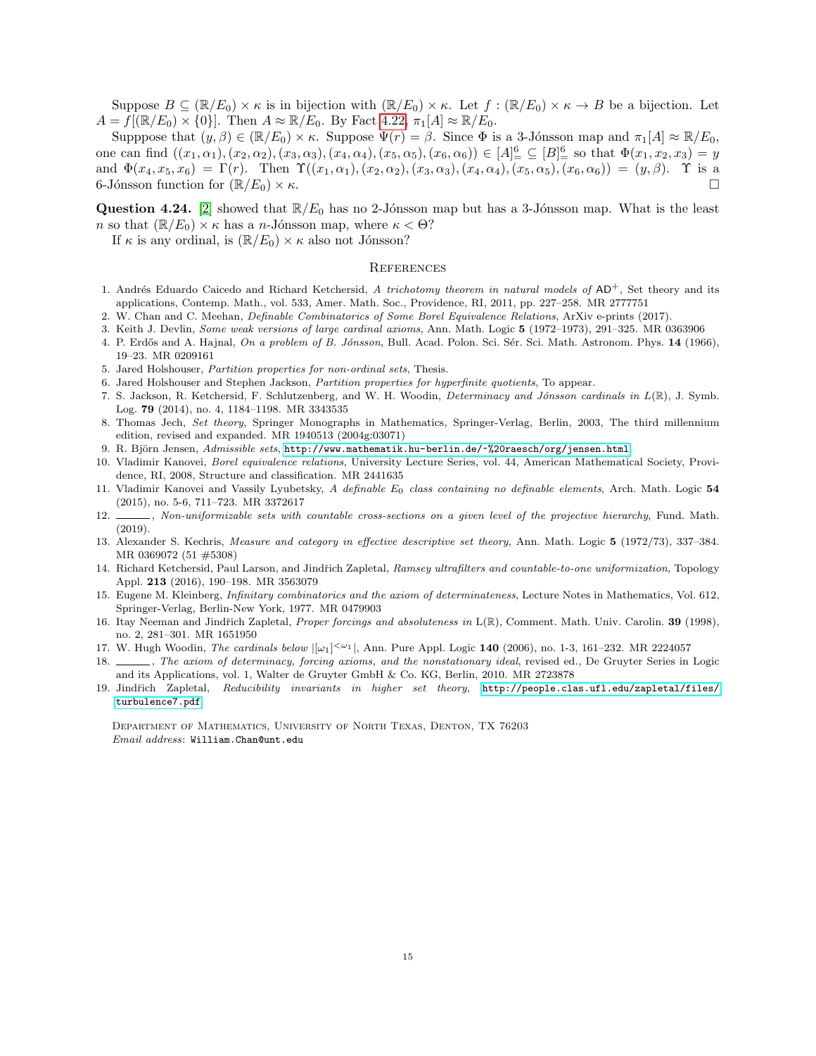Suppose $B \subseteq (\mathbb{R}/E_0) \times \kappa$ is in bijection with $(\mathbb{R}/E_0) \times \kappa$. Let $f : (\mathbb{R}/E_0) \times \kappa \to B$ be a bijection. Let $A = f[(\mathbb{R}/E_0) \times \{0\}]$. Then $A \approx \mathbb{R}/E_0$. By Fact 4.22, $\pi_1[A] \approx \mathbb{R}/E_0$.

Supppose that $(y, \beta) \in (\mathbb{R}/E_0) \times \kappa$. Suppose $\Psi(r) = \beta$. Since $\Phi$ is a 3-Jónsson map and $\pi_1[A] \approx \mathbb{R}/E_0$, one can find $((x_1, \alpha_1), (x_2, \alpha_2), (x_3, \alpha_3), (x_4, \alpha_4), (x_5, \alpha_5), (x_6, \alpha_6)) \in [A]^6_= \subseteq [B]^6_=$ so that $\Phi(x_1, x_2, x_3) = y$ and $\Phi(x_4, x_5, x_6) = \Gamma(r)$. Then $\Upsilon((x_1, \alpha_1), (x_2, \alpha_2), (x_3, \alpha_3), (x_4, \alpha_4), (x_5, \alpha_5), (x_6, \alpha_6)) = (y, \beta)$. $\Upsilon$ is a 6-Jónsson function for $(\mathbb{R}/E_0) \times \kappa$. ◻

**Question 4.24.** [2] showed that $\mathbb{R}/E_0$ has no 2-Jónsson map but has a 3-Jónsson map. What is the least $n$ so that $(\mathbb{R}/E_0) \times \kappa$ has a $n$-Jónsson map, where $\kappa < \Theta$?

If $\kappa$ is any ordinal, is $(\mathbb{R}/E_0) \times \kappa$ also not Jónsson?

## References

1. Andrés Eduardo Caicedo and Richard Ketchersid, *A trichotomy theorem in natural models of* $\mathsf{AD}^+$, Set theory and its applications, Contemp. Math., vol. 533, Amer. Math. Soc., Providence, RI, 2011, pp. 227–258. MR 2777751
2. W. Chan and C. Meehan, *Definable Combinatorics of Some Borel Equivalence Relations*, ArXiv e-prints (2017).
3. Keith J. Devlin, *Some weak versions of large cardinal axioms*, Ann. Math. Logic **5** (1972–1973), 291–325. MR 0363906
4. P. Erdős and A. Hajnal, *On a problem of B. Jónsson*, Bull. Acad. Polon. Sci. Sér. Sci. Math. Astronom. Phys. **14** (1966), 19–23. MR 0209161
5. Jared Holshouser, *Partition properties for non-ordinal sets*, Thesis.
6. Jared Holshouser and Stephen Jackson, *Partition properties for hyperfinite quotients*, To appear.
7. S. Jackson, R. Ketchersid, F. Schlutzenberg, and W. H. Woodin, *Determinacy and Jónsson cardinals in* $L(\mathbb{R})$, J. Symb. Log. **79** (2014), no. 4, 1184–1198. MR 3343535
8. Thomas Jech, *Set theory*, Springer Monographs in Mathematics, Springer-Verlag, Berlin, 2003, The third millennium edition, revised and expanded. MR 1940513 (2004g:03071)
9. R. Björn Jensen, *Admissible sets*, http://www.mathematik.hu-berlin.de/~%20raesch/org/jensen.html
10. Vladimir Kanovei, *Borel equivalence relations*, University Lecture Series, vol. 44, American Mathematical Society, Providence, RI, 2008, Structure and classification. MR 2441635
11. Vladimir Kanovei and Vassily Lyubetsky, *A definable $E_0$ class containing no definable elements*, Arch. Math. Logic **54** (2015), no. 5-6, 711–723. MR 3372617
12. ______, *Non-uniformizable sets with countable cross-sections on a given level of the projective hierarchy*, Fund. Math. (2019).
13. Alexander S. Kechris, *Measure and category in effective descriptive set theory*, Ann. Math. Logic **5** (1972/73), 337–384. MR 0369072 (51 #5308)
14. Richard Ketchersid, Paul Larson, and Jindřich Zapletal, *Ramsey ultrafilters and countable-to-one uniformization*, Topology Appl. **213** (2016), 190–198. MR 3563079
15. Eugene M. Kleinberg, *Infinitary combinatorics and the axiom of determinateness*, Lecture Notes in Mathematics, Vol. 612, Springer-Verlag, Berlin-New York, 1977. MR 0479903
16. Itay Neeman and Jindřich Zapletal, *Proper forcings and absoluteness in* L($\mathbb{R}$), Comment. Math. Univ. Carolin. **39** (1998), no. 2, 281–301. MR 1651950
17. W. Hugh Woodin, *The cardinals below* $|[\omega_1]^{<\omega_1}|$, Ann. Pure Appl. Logic **140** (2006), no. 1-3, 161–232. MR 2224057
18. ______, *The axiom of determinacy, forcing axioms, and the nonstationary ideal*, revised ed., De Gruyter Series in Logic and its Applications, vol. 1, Walter de Gruyter GmbH & Co. KG, Berlin, 2010. MR 2723878
19. Jindřich Zapletal, *Reducibility invariants in higher set theory*, http://people.clas.ufl.edu/zapletal/files/turbulence7.pdf

Department of Mathematics, University of North Texas, Denton, TX 76203
*Email address*: William.Chan@unt.edu